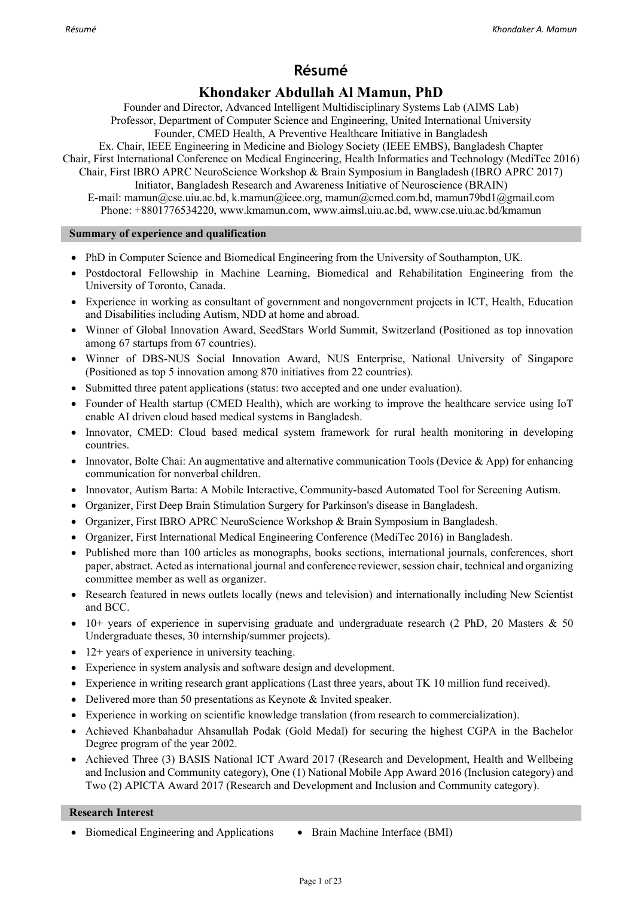# Résumé

## Khondaker Abdullah Al Mamun, PhD

Founder and Director, Advanced Intelligent Multidisciplinary Systems Lab (AIMS Lab)
Professor, Department of Computer Science and Engineering, United International University
Founder, CMED Health, A Preventive Healthcare Initiative in Bangladesh
Ex. Chair, IEEE Engineering in Medicine and Biology Society (IEEE EMBS), Bangladesh Chapter
Chair, First International Conference on Medical Engineering, Health Informatics and Technology (MediTec 2016)
Chair, First IBRO APRC NeuroScience Workshop & Brain Symposium in Bangladesh (IBRO APRC 2017)
Initiator, Bangladesh Research and Awareness Initiative of Neuroscience (BRAIN)
E-mail: mamun@cse.uiu.ac.bd, k.mamun@ieee.org, mamun@cmed.com.bd, mamun79bd1@gmail.com
Phone: +8801776534220, www.kmamun.com, www.aimsl.uiu.ac.bd, www.cse.uiu.ac.bd/kmamun

### Summary of experience and qualification

- PhD in Computer Science and Biomedical Engineering from the University of Southampton, UK.
- Postdoctoral Fellowship in Machine Learning, Biomedical and Rehabilitation Engineering from the University of Toronto, Canada.
- Experience in working as consultant of government and nongovernment projects in ICT, Health, Education and Disabilities including Autism, NDD at home and abroad.
- Winner of Global Innovation Award, SeedStars World Summit, Switzerland (Positioned as top innovation among 67 startups from 67 countries).
- Winner of DBS-NUS Social Innovation Award, NUS Enterprise, National University of Singapore (Positioned as top 5 innovation among 870 initiatives from 22 countries).
- Submitted three patent applications (status: two accepted and one under evaluation).
- Founder of Health startup (CMED Health), which are working to improve the healthcare service using IoT enable AI driven cloud based medical systems in Bangladesh.
- Innovator, CMED: Cloud based medical system framework for rural health monitoring in developing countries.
- Innovator, Bolte Chai: An augmentative and alternative communication Tools (Device & App) for enhancing communication for nonverbal children.
- Innovator, Autism Barta: A Mobile Interactive, Community-based Automated Tool for Screening Autism.
- Organizer, First Deep Brain Stimulation Surgery for Parkinson's disease in Bangladesh.
- Organizer, First IBRO APRC NeuroScience Workshop & Brain Symposium in Bangladesh.
- Organizer, First International Medical Engineering Conference (MediTec 2016) in Bangladesh.
- Published more than 100 articles as monographs, books sections, international journals, conferences, short paper, abstract. Acted as international journal and conference reviewer, session chair, technical and organizing committee member as well as organizer.
- Research featured in news outlets locally (news and television) and internationally including New Scientist and BCC.
- 10+ years of experience in supervising graduate and undergraduate research (2 PhD, 20 Masters & 50 Undergraduate theses, 30 internship/summer projects).
- 12+ years of experience in university teaching.
- Experience in system analysis and software design and development.
- Experience in writing research grant applications (Last three years, about TK 10 million fund received).
- Delivered more than 50 presentations as Keynote & Invited speaker.
- Experience in working on scientific knowledge translation (from research to commercialization).
- Achieved Khanbahadur Ahsanullah Podak (Gold Medal) for securing the highest CGPA in the Bachelor Degree program of the year 2002.
- Achieved Three (3) BASIS National ICT Award 2017 (Research and Development, Health and Wellbeing and Inclusion and Community category), One (1) National Mobile App Award 2016 (Inclusion category) and Two (2) APICTA Award 2017 (Research and Development and Inclusion and Community category).

### Research Interest

- Biomedical Engineering and Applications
- Brain Machine Interface (BMI)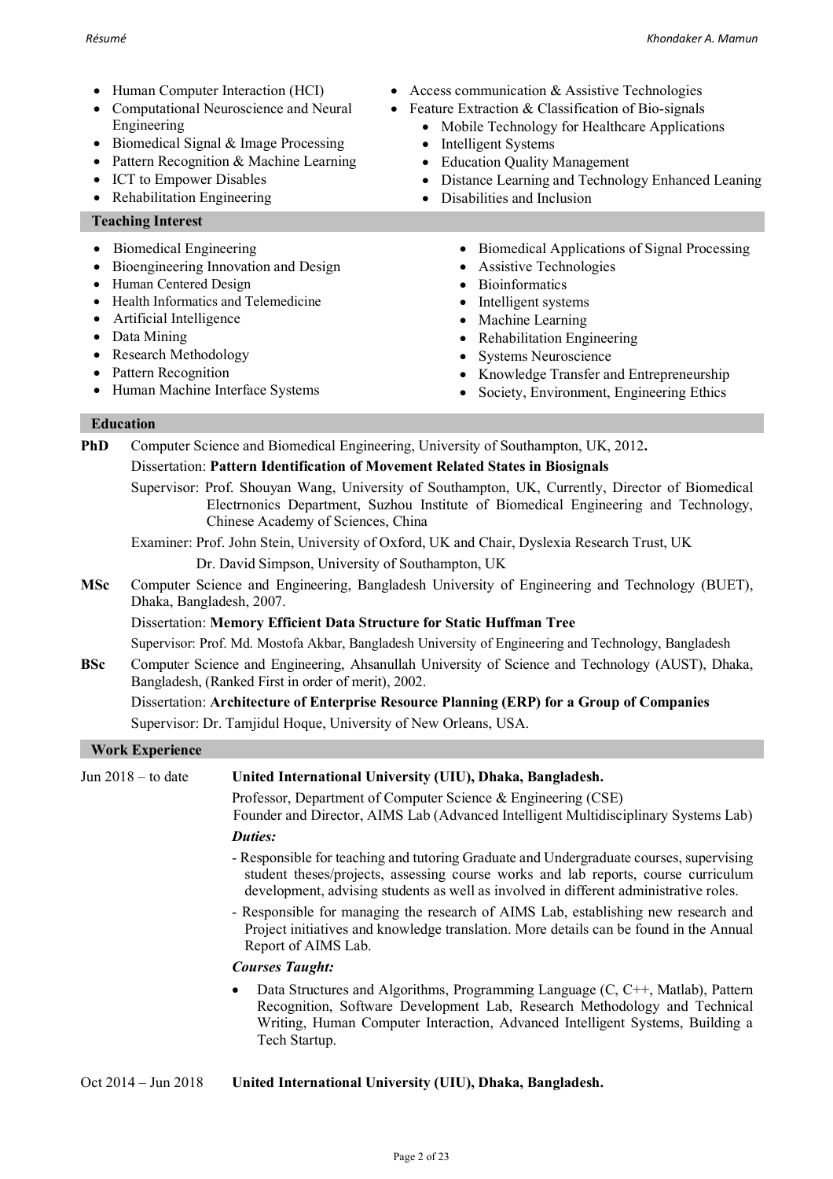- Human Computer Interaction (HCI)
- Computational Neuroscience and Neural Engineering
- Biomedical Signal & Image Processing
- Pattern Recognition & Machine Learning
- ICT to Empower Disables
- Rehabilitation Engineering
- Access communication & Assistive Technologies
- Feature Extraction & Classification of Bio-signals
  - Mobile Technology for Healthcare Applications
  - Intelligent Systems
  - Education Quality Management
  - Distance Learning and Technology Enhanced Leaning
  - Disabilities and Inclusion

## Teaching Interest

- Biomedical Engineering
- Bioengineering Innovation and Design
- Human Centered Design
- Health Informatics and Telemedicine
- Artificial Intelligence
- Data Mining
- Research Methodology
- Pattern Recognition
- Human Machine Interface Systems
- Biomedical Applications of Signal Processing
- Assistive Technologies
- Bioinformatics
- Intelligent systems
- Machine Learning
- Rehabilitation Engineering
- Systems Neuroscience
- Knowledge Transfer and Entrepreneurship
- Society, Environment, Engineering Ethics

## Education

**PhD** Computer Science and Biomedical Engineering, University of Southampton, UK, 2012**.**

Dissertation: **Pattern Identification of Movement Related States in Biosignals**

Supervisor: Prof. Shouyan Wang, University of Southampton, UK, Currently, Director of Biomedical Electrnonics Department, Suzhou Institute of Biomedical Engineering and Technology, Chinese Academy of Sciences, China

Examiner: Prof. John Stein, University of Oxford, UK and Chair, Dyslexia Research Trust, UK

Dr. David Simpson, University of Southampton, UK

**MSc** Computer Science and Engineering, Bangladesh University of Engineering and Technology (BUET), Dhaka, Bangladesh, 2007.

Dissertation: **Memory Efficient Data Structure for Static Huffman Tree**

Supervisor: Prof. Md. Mostofa Akbar, Bangladesh University of Engineering and Technology, Bangladesh

**BSc** Computer Science and Engineering, Ahsanullah University of Science and Technology (AUST), Dhaka, Bangladesh, (Ranked First in order of merit), 2002.

Dissertation: **Architecture of Enterprise Resource Planning (ERP) for a Group of Companies**

Supervisor: Dr. Tamjidul Hoque, University of New Orleans, USA.

## Work Experience

**Jun 2018 – to date** **United International University (UIU), Dhaka, Bangladesh.**

Professor, Department of Computer Science & Engineering (CSE)
Founder and Director, AIMS Lab (Advanced Intelligent Multidisciplinary Systems Lab)

***Duties:***

- Responsible for teaching and tutoring Graduate and Undergraduate courses, supervising student theses/projects, assessing course works and lab reports, course curriculum development, advising students as well as involved in different administrative roles.
- Responsible for managing the research of AIMS Lab, establishing new research and Project initiatives and knowledge translation. More details can be found in the Annual Report of AIMS Lab.

***Courses Taught:***

- Data Structures and Algorithms, Programming Language (C, C++, Matlab), Pattern Recognition, Software Development Lab, Research Methodology and Technical Writing, Human Computer Interaction, Advanced Intelligent Systems, Building a Tech Startup.

**Oct 2014 – Jun 2018** **United International University (UIU), Dhaka, Bangladesh.**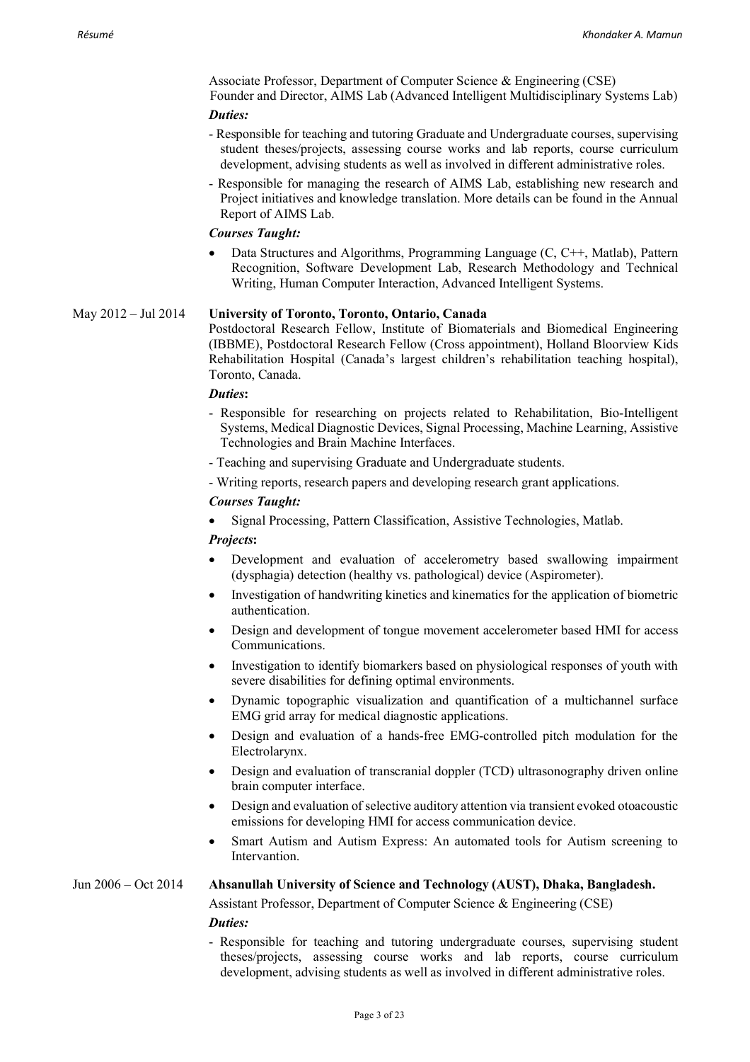Associate Professor, Department of Computer Science & Engineering (CSE)
Founder and Director, AIMS Lab (Advanced Intelligent Multidisciplinary Systems Lab)

***Duties:***

- Responsible for teaching and tutoring Graduate and Undergraduate courses, supervising student theses/projects, assessing course works and lab reports, course curriculum development, advising students as well as involved in different administrative roles.
- Responsible for managing the research of AIMS Lab, establishing new research and Project initiatives and knowledge translation. More details can be found in the Annual Report of AIMS Lab.

***Courses Taught:***

- Data Structures and Algorithms, Programming Language (C, C++, Matlab), Pattern Recognition, Software Development Lab, Research Methodology and Technical Writing, Human Computer Interaction, Advanced Intelligent Systems.

May 2012 – Jul 2014 **University of Toronto, Toronto, Ontario, Canada**

Postdoctoral Research Fellow, Institute of Biomaterials and Biomedical Engineering (IBBME), Postdoctoral Research Fellow (Cross appointment), Holland Bloorview Kids Rehabilitation Hospital (Canada's largest children's rehabilitation teaching hospital), Toronto, Canada.

***Duties:***

- Responsible for researching on projects related to Rehabilitation, Bio-Intelligent Systems, Medical Diagnostic Devices, Signal Processing, Machine Learning, Assistive Technologies and Brain Machine Interfaces.
- Teaching and supervising Graduate and Undergraduate students.
- Writing reports, research papers and developing research grant applications.

***Courses Taught:***

- Signal Processing, Pattern Classification, Assistive Technologies, Matlab.

***Projects:***

- Development and evaluation of accelerometry based swallowing impairment (dysphagia) detection (healthy vs. pathological) device (Aspirometer).
- Investigation of handwriting kinetics and kinematics for the application of biometric authentication.
- Design and development of tongue movement accelerometer based HMI for access Communications.
- Investigation to identify biomarkers based on physiological responses of youth with severe disabilities for defining optimal environments.
- Dynamic topographic visualization and quantification of a multichannel surface EMG grid array for medical diagnostic applications.
- Design and evaluation of a hands-free EMG-controlled pitch modulation for the Electrolarynx.
- Design and evaluation of transcranial doppler (TCD) ultrasonography driven online brain computer interface.
- Design and evaluation of selective auditory attention via transient evoked otoacoustic emissions for developing HMI for access communication device.
- Smart Autism and Autism Express: An automated tools for Autism screening to Intervantion.

Jun 2006 – Oct 2014 **Ahsanullah University of Science and Technology (AUST), Dhaka, Bangladesh.**

Assistant Professor, Department of Computer Science & Engineering (CSE)

***Duties:***

- Responsible for teaching and tutoring undergraduate courses, supervising student theses/projects, assessing course works and lab reports, course curriculum development, advising students as well as involved in different administrative roles.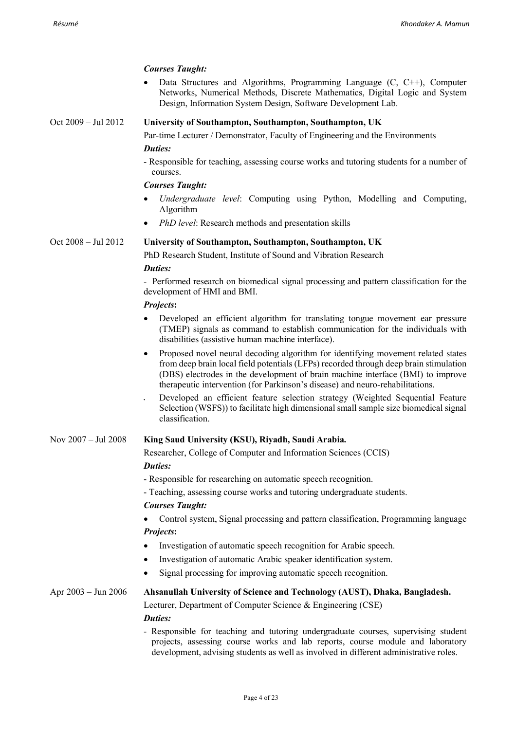***Courses Taught:***

- Data Structures and Algorithms, Programming Language (C, C++), Computer Networks, Numerical Methods, Discrete Mathematics, Digital Logic and System Design, Information System Design, Software Development Lab.

Oct 2009 – Jul 2012 **University of Southampton, Southampton, Southampton, UK**

Par-time Lecturer / Demonstrator, Faculty of Engineering and the Environments

***Duties:***

- Responsible for teaching, assessing course works and tutoring students for a number of courses.

***Courses Taught:***

- *Undergraduate level*: Computing using Python, Modelling and Computing, Algorithm
- *PhD level*: Research methods and presentation skills

Oct 2008 – Jul 2012 **University of Southampton, Southampton, Southampton, UK**

PhD Research Student, Institute of Sound and Vibration Research

***Duties:***

- Performed research on biomedical signal processing and pattern classification for the development of HMI and BMI.

***Projects*:**

- Developed an efficient algorithm for translating tongue movement ear pressure (TMEP) signals as command to establish communication for the individuals with disabilities (assistive human machine interface).
- Proposed novel neural decoding algorithm for identifying movement related states from deep brain local field potentials (LFPs) recorded through deep brain stimulation (DBS) electrodes in the development of brain machine interface (BMI) to improve therapeutic intervention (for Parkinson's disease) and neuro-rehabilitations.
- Developed an efficient feature selection strategy (Weighted Sequential Feature Selection (WSFS)) to facilitate high dimensional small sample size biomedical signal classification.

Nov 2007 – Jul 2008 **King Saud University (KSU), Riyadh, Saudi Arabia.**

Researcher, College of Computer and Information Sciences (CCIS)

***Duties:***

- Responsible for researching on automatic speech recognition.
- Teaching, assessing course works and tutoring undergraduate students.

***Courses Taught:***

- Control system, Signal processing and pattern classification, Programming language

***Projects*:**

- Investigation of automatic speech recognition for Arabic speech.
- Investigation of automatic Arabic speaker identification system.
- Signal processing for improving automatic speech recognition.

Apr 2003 – Jun 2006 **Ahsanullah University of Science and Technology (AUST), Dhaka, Bangladesh.**

Lecturer, Department of Computer Science & Engineering (CSE)

***Duties:***

- Responsible for teaching and tutoring undergraduate courses, supervising student projects, assessing course works and lab reports, course module and laboratory development, advising students as well as involved in different administrative roles.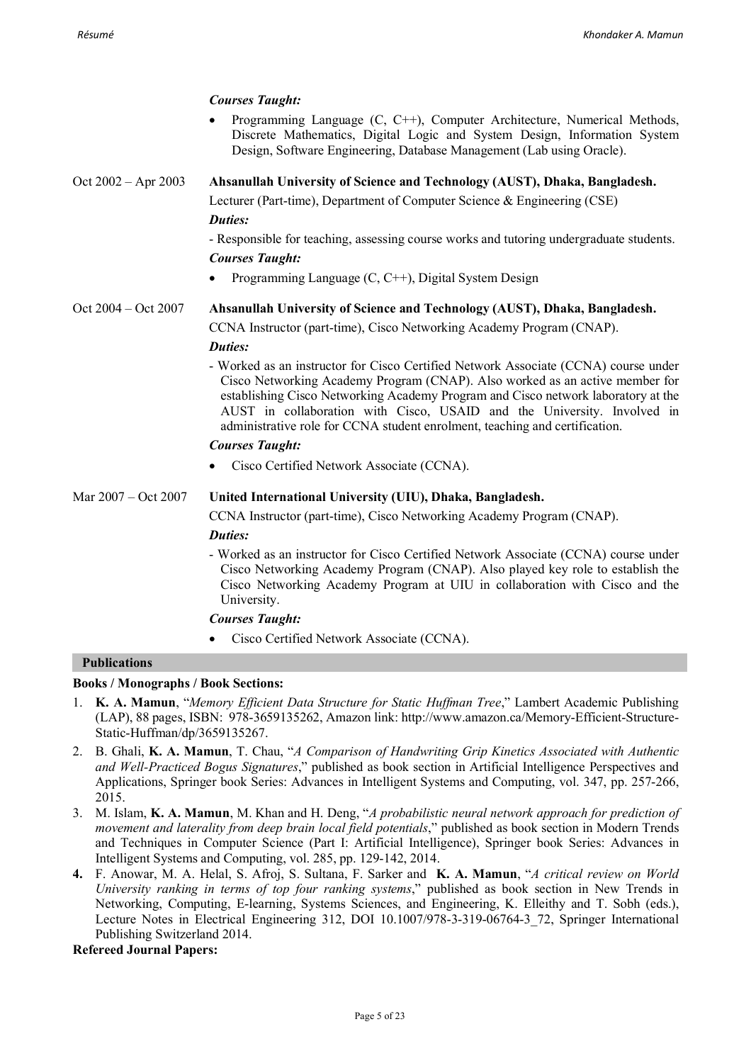***Courses Taught:***

- Programming Language (C, C++), Computer Architecture, Numerical Methods, Discrete Mathematics, Digital Logic and System Design, Information System Design, Software Engineering, Database Management (Lab using Oracle).

Oct 2002 – Apr 2003 **Ahsanullah University of Science and Technology (AUST), Dhaka, Bangladesh.**

Lecturer (Part-time), Department of Computer Science & Engineering (CSE)

***Duties:***

- Responsible for teaching, assessing course works and tutoring undergraduate students.

***Courses Taught:***

- Programming Language (C, C++), Digital System Design

Oct 2004 – Oct 2007 **Ahsanullah University of Science and Technology (AUST), Dhaka, Bangladesh.**

CCNA Instructor (part-time), Cisco Networking Academy Program (CNAP).

***Duties:***

- Worked as an instructor for Cisco Certified Network Associate (CCNA) course under Cisco Networking Academy Program (CNAP). Also worked as an active member for establishing Cisco Networking Academy Program and Cisco network laboratory at the AUST in collaboration with Cisco, USAID and the University. Involved in administrative role for CCNA student enrolment, teaching and certification.

***Courses Taught:***

- Cisco Certified Network Associate (CCNA).

Mar 2007 – Oct 2007 **United International University (UIU), Dhaka, Bangladesh.**

CCNA Instructor (part-time), Cisco Networking Academy Program (CNAP).

***Duties:***

- Worked as an instructor for Cisco Certified Network Associate (CCNA) course under Cisco Networking Academy Program (CNAP). Also played key role to establish the Cisco Networking Academy Program at UIU in collaboration with Cisco and the University.

***Courses Taught:***

- Cisco Certified Network Associate (CCNA).

## Publications

**Books / Monographs / Book Sections:**

1. **K. A. Mamun**, "*Memory Efficient Data Structure for Static Huffman Tree*," Lambert Academic Publishing (LAP), 88 pages, ISBN: 978-3659135262, Amazon link: http://www.amazon.ca/Memory-Efficient-Structure-Static-Huffman/dp/3659135267.
2. B. Ghali, **K. A. Mamun**, T. Chau, "*A Comparison of Handwriting Grip Kinetics Associated with Authentic and Well-Practiced Bogus Signatures*," published as book section in Artificial Intelligence Perspectives and Applications, Springer book Series: Advances in Intelligent Systems and Computing, vol. 347, pp. 257-266, 2015.
3. M. Islam, **K. A. Mamun**, M. Khan and H. Deng, "*A probabilistic neural network approach for prediction of movement and laterality from deep brain local field potentials*," published as book section in Modern Trends and Techniques in Computer Science (Part I: Artificial Intelligence), Springer book Series: Advances in Intelligent Systems and Computing, vol. 285, pp. 129-142, 2014.
4. F. Anowar, M. A. Helal, S. Afroj, S. Sultana, F. Sarker and **K. A. Mamun**, "*A critical review on World University ranking in terms of top four ranking systems*," published as book section in New Trends in Networking, Computing, E-learning, Systems Sciences, and Engineering, K. Elleithy and T. Sobh (eds.), Lecture Notes in Electrical Engineering 312, DOI 10.1007/978-3-319-06764-3_72, Springer International Publishing Switzerland 2014.

**Refereed Journal Papers:**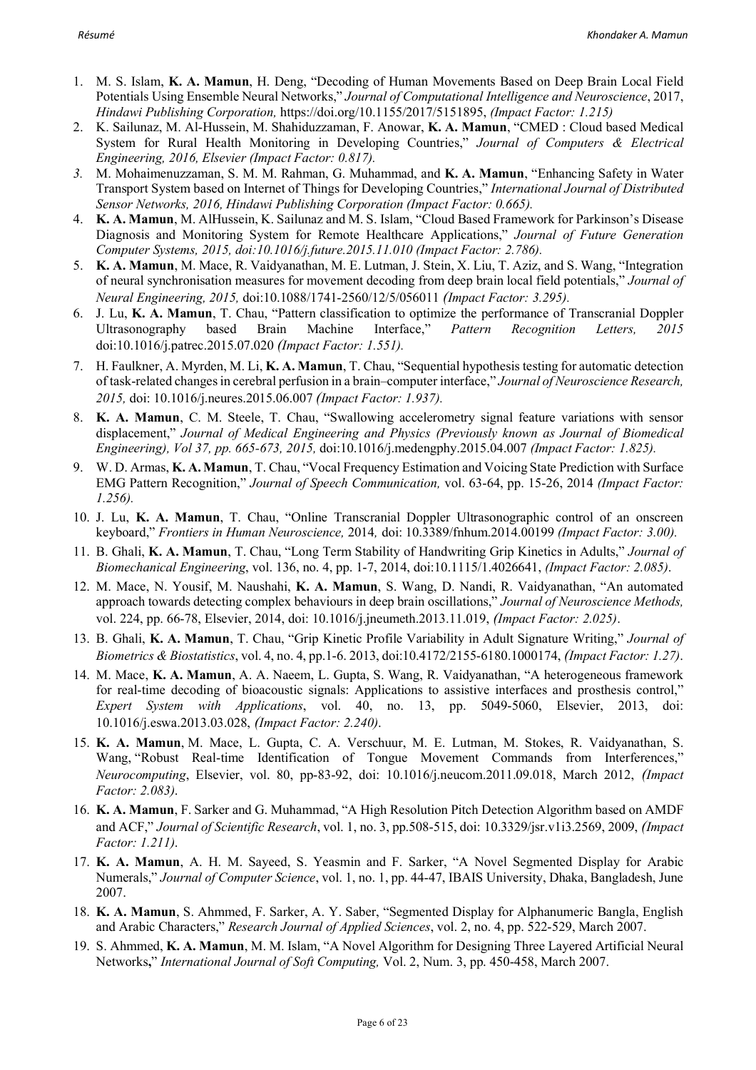1. M. S. Islam, **K. A. Mamun**, H. Deng, "Decoding of Human Movements Based on Deep Brain Local Field Potentials Using Ensemble Neural Networks," *Journal of Computational Intelligence and Neuroscience*, 2017, *Hindawi Publishing Corporation,* https://doi.org/10.1155/2017/5151895, *(Impact Factor: 1.215)*
2. K. Sailunaz, M. Al-Hussein, M. Shahiduzzaman, F. Anowar, **K. A. Mamun**, "CMED : Cloud based Medical System for Rural Health Monitoring in Developing Countries," *Journal of Computers & Electrical Engineering, 2016, Elsevier (Impact Factor: 0.817).*
3. M. Mohaimenuzzaman, S. M. M. Rahman, G. Muhammad, and **K. A. Mamun**, "Enhancing Safety in Water Transport System based on Internet of Things for Developing Countries," *International Journal of Distributed Sensor Networks, 2016, Hindawi Publishing Corporation (Impact Factor: 0.665).*
4. **K. A. Mamun**, M. AlHussein, K. Sailunaz and M. S. Islam, "Cloud Based Framework for Parkinson's Disease Diagnosis and Monitoring System for Remote Healthcare Applications," *Journal of Future Generation Computer Systems, 2015, doi:10.1016/j.future.2015.11.010 (Impact Factor: 2.786).*
5. **K. A. Mamun**, M. Mace, R. Vaidyanathan, M. E. Lutman, J. Stein, X. Liu, T. Aziz, and S. Wang, "Integration of neural synchronisation measures for movement decoding from deep brain local field potentials," *Journal of Neural Engineering, 2015,* doi:10.1088/1741-2560/12/5/056011 *(Impact Factor: 3.295).*
6. J. Lu, **K. A. Mamun**, T. Chau, "Pattern classification to optimize the performance of Transcranial Doppler Ultrasonography based Brain Machine Interface," *Pattern Recognition Letters, 2015* doi:10.1016/j.patrec.2015.07.020 *(Impact Factor: 1.551).*
7. H. Faulkner, A. Myrden, M. Li, **K. A. Mamun**, T. Chau, "Sequential hypothesis testing for automatic detection of task-related changes in cerebral perfusion in a brain–computer interface," *Journal of Neuroscience Research, 2015,* doi: 10.1016/j.neures.2015.06.007 *(Impact Factor: 1.937).*
8. **K. A. Mamun**, C. M. Steele, T. Chau, "Swallowing accelerometry signal feature variations with sensor displacement," *Journal of Medical Engineering and Physics (Previously known as Journal of Biomedical Engineering), Vol 37, pp. 665-673, 2015,* doi:10.1016/j.medengphy.2015.04.007 *(Impact Factor: 1.825).*
9. W. D. Armas, **K. A. Mamun**, T. Chau, "Vocal Frequency Estimation and Voicing State Prediction with Surface EMG Pattern Recognition," *Journal of Speech Communication,* vol. 63-64, pp. 15-26, 2014 *(Impact Factor: 1.256).*
10. J. Lu, **K. A. Mamun**, T. Chau, "Online Transcranial Doppler Ultrasonographic control of an onscreen keyboard," *Frontiers in Human Neuroscience,* 2014*,* doi: 10.3389/fnhum.2014.00199 *(Impact Factor: 3.00).*
11. B. Ghali, **K. A. Mamun**, T. Chau, "Long Term Stability of Handwriting Grip Kinetics in Adults," *Journal of Biomechanical Engineering*, vol. 136, no. 4, pp. 1-7, 2014, doi:10.1115/1.4026641, *(Impact Factor: 2.085)*.
12. M. Mace, N. Yousif, M. Naushahi, **K. A. Mamun**, S. Wang, D. Nandi, R. Vaidyanathan, "An automated approach towards detecting complex behaviours in deep brain oscillations," *Journal of Neuroscience Methods,* vol. 224, pp. 66-78, Elsevier, 2014, doi: 10.1016/j.jneumeth.2013.11.019, *(Impact Factor: 2.025)*.
13. B. Ghali, **K. A. Mamun**, T. Chau, "Grip Kinetic Profile Variability in Adult Signature Writing," *Journal of Biometrics & Biostatistics*, vol. 4, no. 4, pp.1-6. 2013, doi:10.4172/2155-6180.1000174, *(Impact Factor: 1.27)*.
14. M. Mace, **K. A. Mamun**, A. A. Naeem, L. Gupta, S. Wang, R. Vaidyanathan, "A heterogeneous framework for real-time decoding of bioacoustic signals: Applications to assistive interfaces and prosthesis control," *Expert System with Applications*, vol. 40, no. 13, pp. 5049-5060, Elsevier, 2013, doi: 10.1016/j.eswa.2013.03.028, *(Impact Factor: 2.240)*.
15. **K. A. Mamun**, M. Mace, L. Gupta, C. A. Verschuur, M. E. Lutman, M. Stokes, R. Vaidyanathan, S. Wang, "Robust Real-time Identification of Tongue Movement Commands from Interferences," *Neurocomputing*, Elsevier, vol. 80, pp-83-92, doi: 10.1016/j.neucom.2011.09.018, March 2012, *(Impact Factor: 2.083)*.
16. **K. A. Mamun**, F. Sarker and G. Muhammad, "A High Resolution Pitch Detection Algorithm based on AMDF and ACF," *Journal of Scientific Research*, vol. 1, no. 3, pp.508-515, doi: 10.3329/jsr.v1i3.2569, 2009, *(Impact Factor: 1.211).*
17. **K. A. Mamun**, A. H. M. Sayeed, S. Yeasmin and F. Sarker, "A Novel Segmented Display for Arabic Numerals," *Journal of Computer Science*, vol. 1, no. 1, pp. 44-47, IBAIS University, Dhaka, Bangladesh, June 2007.
18. **K. A. Mamun**, S. Ahmmed, F. Sarker, A. Y. Saber, "Segmented Display for Alphanumeric Bangla, English and Arabic Characters," *Research Journal of Applied Sciences*, vol. 2, no. 4, pp. 522-529, March 2007.
19. S. Ahmmed, **K. A. Mamun**, M. M. Islam, "A Novel Algorithm for Designing Three Layered Artificial Neural Networks**,**" *International Journal of Soft Computing,* Vol. 2, Num. 3, pp. 450-458, March 2007.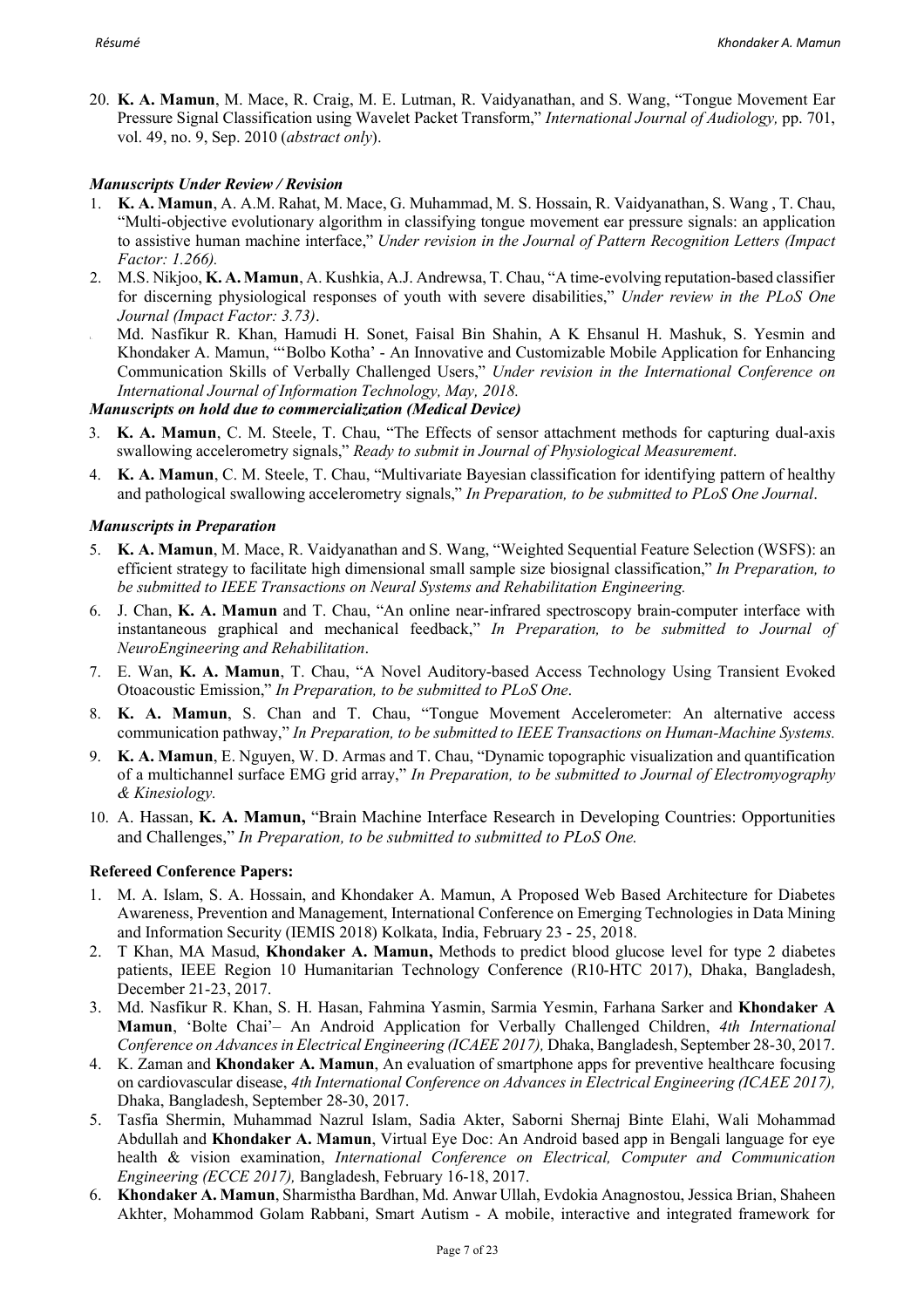20. **K. A. Mamun**, M. Mace, R. Craig, M. E. Lutman, R. Vaidyanathan, and S. Wang, "Tongue Movement Ear Pressure Signal Classification using Wavelet Packet Transform," *International Journal of Audiology,* pp. 701, vol. 49, no. 9, Sep. 2010 (*abstract only*).

***Manuscripts Under Review / Revision***

1. **K. A. Mamun**, A. A.M. Rahat, M. Mace, G. Muhammad, M. S. Hossain, R. Vaidyanathan, S. Wang , T. Chau, "Multi-objective evolutionary algorithm in classifying tongue movement ear pressure signals: an application to assistive human machine interface," *Under revision in the Journal of Pattern Recognition Letters (Impact Factor: 1.266).*
2. M.S. Nikjoo, **K. A. Mamun**, A. Kushkia, A.J. Andrewsa, T. Chau, "A time-evolving reputation-based classifier for discerning physiological responses of youth with severe disabilities," *Under review in the PLoS One Journal (Impact Factor: 3.73)*.
3. Md. Nasfikur R. Khan, Hamudi H. Sonet, Faisal Bin Shahin, A K Ehsanul H. Mashuk, S. Yesmin and Khondaker A. Mamun, "'Bolbo Kotha' - An Innovative and Customizable Mobile Application for Enhancing Communication Skills of Verbally Challenged Users," *Under revision in the International Conference on International Journal of Information Technology, May, 2018.*

***Manuscripts on hold due to commercialization (Medical Device)***

3. **K. A. Mamun**, C. M. Steele, T. Chau, "The Effects of sensor attachment methods for capturing dual-axis swallowing accelerometry signals," *Ready to submit in Journal of Physiological Measurement*.
4. **K. A. Mamun**, C. M. Steele, T. Chau, "Multivariate Bayesian classification for identifying pattern of healthy and pathological swallowing accelerometry signals," *In Preparation, to be submitted to PLoS One Journal*.

***Manuscripts in Preparation***

5. **K. A. Mamun**, M. Mace, R. Vaidyanathan and S. Wang, "Weighted Sequential Feature Selection (WSFS): an efficient strategy to facilitate high dimensional small sample size biosignal classification," *In Preparation, to be submitted to IEEE Transactions on Neural Systems and Rehabilitation Engineering.*
6. J. Chan, **K. A. Mamun** and T. Chau, "An online near-infrared spectroscopy brain-computer interface with instantaneous graphical and mechanical feedback," *In Preparation, to be submitted to Journal of NeuroEngineering and Rehabilitation*.
7. E. Wan, **K. A. Mamun**, T. Chau, "A Novel Auditory-based Access Technology Using Transient Evoked Otoacoustic Emission," *In Preparation, to be submitted to PLoS One*.
8. **K. A. Mamun**, S. Chan and T. Chau, "Tongue Movement Accelerometer: An alternative access communication pathway," *In Preparation, to be submitted to IEEE Transactions on Human-Machine Systems.*
9. **K. A. Mamun**, E. Nguyen, W. D. Armas and T. Chau, "Dynamic topographic visualization and quantification of a multichannel surface EMG grid array," *In Preparation, to be submitted to Journal of Electromyography & Kinesiology.*
10. A. Hassan, **K. A. Mamun,** "Brain Machine Interface Research in Developing Countries: Opportunities and Challenges," *In Preparation, to be submitted to submitted to PLoS One.*

**Refereed Conference Papers:**

1. M. A. Islam, S. A. Hossain, and Khondaker A. Mamun, A Proposed Web Based Architecture for Diabetes Awareness, Prevention and Management, International Conference on Emerging Technologies in Data Mining and Information Security (IEMIS 2018) Kolkata, India, February 23 - 25, 2018.
2. T Khan, MA Masud, **Khondaker A. Mamun,** Methods to predict blood glucose level for type 2 diabetes patients, IEEE Region 10 Humanitarian Technology Conference (R10-HTC 2017), Dhaka, Bangladesh, December 21-23, 2017.
3. Md. Nasfikur R. Khan, S. H. Hasan, Fahmina Yasmin, Sarmia Yesmin, Farhana Sarker and **Khondaker A Mamun**, 'Bolte Chai'– An Android Application for Verbally Challenged Children, *4th International Conference on Advances in Electrical Engineering (ICAEE 2017),* Dhaka, Bangladesh, September 28-30, 2017.
4. K. Zaman and **Khondaker A. Mamun**, An evaluation of smartphone apps for preventive healthcare focusing on cardiovascular disease, *4th International Conference on Advances in Electrical Engineering (ICAEE 2017),* Dhaka, Bangladesh, September 28-30, 2017.
5. Tasfia Shermin, Muhammad Nazrul Islam, Sadia Akter, Saborni Shernaj Binte Elahi, Wali Mohammad Abdullah and **Khondaker A. Mamun**, Virtual Eye Doc: An Android based app in Bengali language for eye health & vision examination, *International Conference on Electrical, Computer and Communication Engineering (ECCE 2017),* Bangladesh, February 16-18, 2017.
6. **Khondaker A. Mamun**, Sharmistha Bardhan, Md. Anwar Ullah, Evdokia Anagnostou, Jessica Brian, Shaheen Akhter, Mohammod Golam Rabbani, Smart Autism - A mobile, interactive and integrated framework for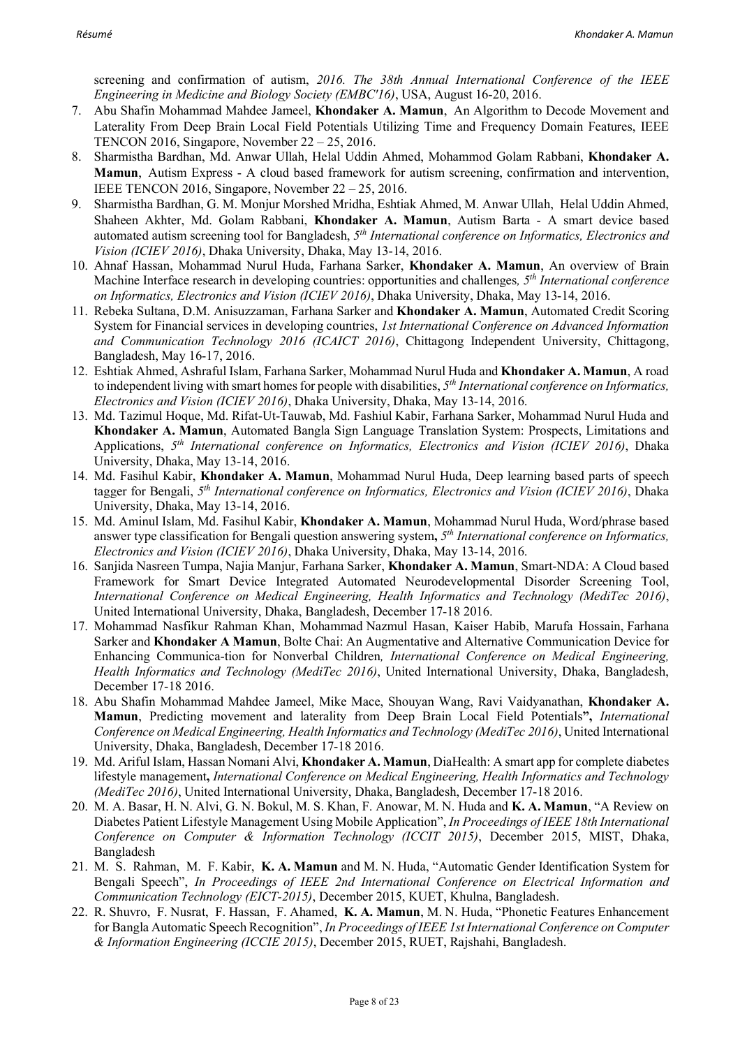screening and confirmation of autism, *2016. The 38th Annual International Conference of the IEEE Engineering in Medicine and Biology Society (EMBC'16)*, USA, August 16-20, 2016.

7. Abu Shafin Mohammad Mahdee Jameel, **Khondaker A. Mamun**, An Algorithm to Decode Movement and Laterality From Deep Brain Local Field Potentials Utilizing Time and Frequency Domain Features, IEEE TENCON 2016, Singapore, November 22 – 25, 2016.
8. Sharmistha Bardhan, Md. Anwar Ullah, Helal Uddin Ahmed, Mohammod Golam Rabbani, **Khondaker A. Mamun**, Autism Express - A cloud based framework for autism screening, confirmation and intervention, IEEE TENCON 2016, Singapore, November 22 – 25, 2016.
9. Sharmistha Bardhan, G. M. Monjur Morshed Mridha, Eshtiak Ahmed, M. Anwar Ullah, Helal Uddin Ahmed, Shaheen Akhter, Md. Golam Rabbani, **Khondaker A. Mamun**, Autism Barta - A smart device based automated autism screening tool for Bangladesh, *5th International conference on Informatics, Electronics and Vision (ICIEV 2016)*, Dhaka University, Dhaka, May 13-14, 2016.
10. Ahnaf Hassan, Mohammad Nurul Huda, Farhana Sarker, **Khondaker A. Mamun**, An overview of Brain Machine Interface research in developing countries: opportunities and challenges*, 5th International conference on Informatics, Electronics and Vision (ICIEV 2016)*, Dhaka University, Dhaka, May 13-14, 2016.
11. Rebeka Sultana, D.M. Anisuzzaman, Farhana Sarker and **Khondaker A. Mamun**, Automated Credit Scoring System for Financial services in developing countries, *1st International Conference on Advanced Information and Communication Technology 2016 (ICAICT 2016)*, Chittagong Independent University, Chittagong, Bangladesh, May 16-17, 2016.
12. Eshtiak Ahmed, Ashraful Islam, Farhana Sarker, Mohammad Nurul Huda and **Khondaker A. Mamun**, A road to independent living with smart homes for people with disabilities, *5th International conference on Informatics, Electronics and Vision (ICIEV 2016)*, Dhaka University, Dhaka, May 13-14, 2016.
13. Md. Tazimul Hoque, Md. Rifat-Ut-Tauwab, Md. Fashiul Kabir, Farhana Sarker, Mohammad Nurul Huda and **Khondaker A. Mamun**, Automated Bangla Sign Language Translation System: Prospects, Limitations and Applications, *5th International conference on Informatics, Electronics and Vision (ICIEV 2016)*, Dhaka University, Dhaka, May 13-14, 2016.
14. Md. Fasihul Kabir, **Khondaker A. Mamun**, Mohammad Nurul Huda, Deep learning based parts of speech tagger for Bengali, *5th International conference on Informatics, Electronics and Vision (ICIEV 2016)*, Dhaka University, Dhaka, May 13-14, 2016.
15. Md. Aminul Islam, Md. Fasihul Kabir, **Khondaker A. Mamun**, Mohammad Nurul Huda, Word/phrase based answer type classification for Bengali question answering system**,** *5th International conference on Informatics, Electronics and Vision (ICIEV 2016)*, Dhaka University, Dhaka, May 13-14, 2016.
16. Sanjida Nasreen Tumpa, Najia Manjur, Farhana Sarker, **Khondaker A. Mamun**, Smart-NDA: A Cloud based Framework for Smart Device Integrated Automated Neurodevelopmental Disorder Screening Tool, *International Conference on Medical Engineering, Health Informatics and Technology (MediTec 2016)*, United International University, Dhaka, Bangladesh, December 17-18 2016.
17. Mohammad Nasfikur Rahman Khan, Mohammad Nazmul Hasan, Kaiser Habib, Marufa Hossain, Farhana Sarker and **Khondaker A Mamun**, Bolte Chai: An Augmentative and Alternative Communication Device for Enhancing Communica-tion for Nonverbal Children*, International Conference on Medical Engineering, Health Informatics and Technology (MediTec 2016)*, United International University, Dhaka, Bangladesh, December 17-18 2016.
18. Abu Shafin Mohammad Mahdee Jameel, Mike Mace, Shouyan Wang, Ravi Vaidyanathan, **Khondaker A. Mamun**, Predicting movement and laterality from Deep Brain Local Field Potentials**",** *International Conference on Medical Engineering, Health Informatics and Technology (MediTec 2016)*, United International University, Dhaka, Bangladesh, December 17-18 2016.
19. Md. Ariful Islam, Hassan Nomani Alvi, **Khondaker A. Mamun**, DiaHealth: A smart app for complete diabetes lifestyle management**,** *International Conference on Medical Engineering, Health Informatics and Technology (MediTec 2016)*, United International University, Dhaka, Bangladesh, December 17-18 2016.
20. M. A. Basar, H. N. Alvi, G. N. Bokul, M. S. Khan, F. Anowar, M. N. Huda and **K. A. Mamun**, "A Review on Diabetes Patient Lifestyle Management Using Mobile Application", *In Proceedings of IEEE 18th International Conference on Computer & Information Technology (ICCIT 2015)*, December 2015, MIST, Dhaka, Bangladesh
21. M. S. Rahman, M. F. Kabir, **K. A. Mamun** and M. N. Huda, "Automatic Gender Identification System for Bengali Speech", *In Proceedings of IEEE 2nd International Conference on Electrical Information and Communication Technology (EICT-2015)*, December 2015, KUET, Khulna, Bangladesh.
22. R. Shuvro, F. Nusrat, F. Hassan, F. Ahamed, **K. A. Mamun**, M. N. Huda, "Phonetic Features Enhancement for Bangla Automatic Speech Recognition", *In Proceedings of IEEE 1st International Conference on Computer & Information Engineering (ICCIE 2015)*, December 2015, RUET, Rajshahi, Bangladesh.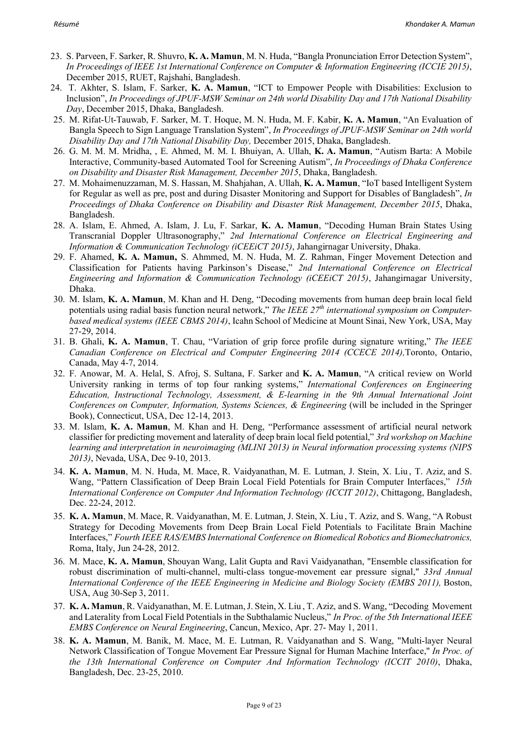23. S. Parveen, F. Sarker, R. Shuvro, **K. A. Mamun**, M. N. Huda, "Bangla Pronunciation Error Detection System", *In Proceedings of IEEE 1st International Conference on Computer & Information Engineering (ICCIE 2015)*, December 2015, RUET, Rajshahi, Bangladesh.
24. T. Akhter, S. Islam, F. Sarker, **K. A. Mamun**, "ICT to Empower People with Disabilities: Exclusion to Inclusion", *In Proceedings of JPUF-MSW Seminar on 24th world Disability Day and 17th National Disability Day*, December 2015, Dhaka, Bangladesh.
25. M. Rifat-Ut-Tauwab, F. Sarker, M. T. Hoque, M. N. Huda, M. F. Kabir, **K. A. Mamun**, "An Evaluation of Bangla Speech to Sign Language Translation System", *In Proceedings of JPUF-MSW Seminar on 24th world Disability Day and 17th National Disability Day,* December 2015, Dhaka, Bangladesh.
26. G. M. M. M. Mridha, , E. Ahmed, M. M. I. Bhuiyan, A. Ullah, **K. A. Mamun**, "Autism Barta: A Mobile Interactive, Community-based Automated Tool for Screening Autism", *In Proceedings of Dhaka Conference on Disability and Disaster Risk Management, December 2015*, Dhaka, Bangladesh.
27. M. Mohaimenuzzaman, M. S. Hassan, M. Shahjahan, A. Ullah, **K. A. Mamun**, "IoT based Intelligent System for Regular as well as pre, post and during Disaster Monitoring and Support for Disables of Bangladesh", *In Proceedings of Dhaka Conference on Disability and Disaster Risk Management, December 2015*, Dhaka, Bangladesh.
28. A. Islam, E. Ahmed, A. Islam, J. Lu, F. Sarkar, **K. A. Mamun**, "Decoding Human Brain States Using Transcranial Doppler Ultrasonography," *2nd International Conference on Electrical Engineering and Information & Communication Technology (iCEEiCT 2015)*, Jahangirnagar University, Dhaka.
29. F. Ahamed, **K. A. Mamun,** S. Ahmmed, M. N. Huda, M. Z. Rahman, Finger Movement Detection and Classification for Patients having Parkinson's Disease," *2nd International Conference on Electrical Engineering and Information & Communication Technology (iCEEiCT 2015)*, Jahangirnagar University, Dhaka.
30. M. Islam, **K. A. Mamun**, M. Khan and H. Deng, "Decoding movements from human deep brain local field potentials using radial basis function neural network," *The IEEE 27th international symposium on Computer-based medical systems (IEEE CBMS 2014)*, Icahn School of Medicine at Mount Sinai, New York, USA, May 27-29, 2014.
31. B. Ghali, **K. A. Mamun**, T. Chau, "Variation of grip force profile during signature writing," *The IEEE Canadian Conference on Electrical and Computer Engineering 2014 (CCECE 2014),*Toronto, Ontario, Canada, May 4-7, 2014.
32. F. Anowar, M. A. Helal, S. Afroj, S. Sultana, F. Sarker and **K. A. Mamun**, "A critical review on World University ranking in terms of top four ranking systems," *International Conferences on Engineering Education, Instructional Technology, Assessment, & E-learning in the 9th Annual International Joint Conferences on Computer, Information, Systems Sciences, & Engineering* (will be included in the Springer Book), Connecticut, USA, Dec 12-14, 2013.
33. M. Islam, **K. A. Mamun**, M. Khan and H. Deng, "Performance assessment of artificial neural network classifier for predicting movement and laterality of deep brain local field potential," *3rd workshop on Machine learning and interpretation in neuroimaging (MLINI 2013) in Neural information processing systems (NIPS 2013)*, Nevada, USA, Dec 9-10, 2013.
34. **K. A. Mamun**, M. N. Huda, M. Mace, R. Vaidyanathan, M. E. Lutman, J. Stein, X. Liu , T. Aziz, and S. Wang, "Pattern Classification of Deep Brain Local Field Potentials for Brain Computer Interfaces," *15th International Conference on Computer And Information Technology (ICCIT 2012)*, Chittagong, Bangladesh, Dec. 22-24, 2012.
35. **K. A. Mamun**, M. Mace, R. Vaidyanathan, M. E. Lutman, J. Stein, X. Liu , T. Aziz, and S. Wang, "A Robust Strategy for Decoding Movements from Deep Brain Local Field Potentials to Facilitate Brain Machine Interfaces," *Fourth IEEE RAS/EMBS International Conference on Biomedical Robotics and Biomechatronics,* Roma, Italy, Jun 24-28, 2012.
36. M. Mace, **K. A. Mamun**, Shouyan Wang, Lalit Gupta and Ravi Vaidyanathan, "Ensemble classification for robust discrimination of multi-channel, multi-class tongue-movement ear pressure signal," *33rd Annual International Conference of the IEEE Engineering in Medicine and Biology Society (EMBS 2011),* Boston, USA, Aug 30-Sep 3, 2011.
37. **K. A. Mamun**, R. Vaidyanathan, M. E. Lutman, J. Stein, X. Liu , T. Aziz, and S. Wang, "Decoding Movement and Laterality from Local Field Potentials in the Subthalamic Nucleus," *In Proc. of the 5th International IEEE EMBS Conference on Neural Engineering*, Cancun, Mexico, Apr. 27- May 1, 2011.
38. **K. A. Mamun**, M. Banik, M. Mace, M. E. Lutman, R. Vaidyanathan and S. Wang, "Multi-layer Neural Network Classification of Tongue Movement Ear Pressure Signal for Human Machine Interface," *In Proc. of the 13th International Conference on Computer And Information Technology (ICCIT 2010)*, Dhaka, Bangladesh, Dec. 23-25, 2010.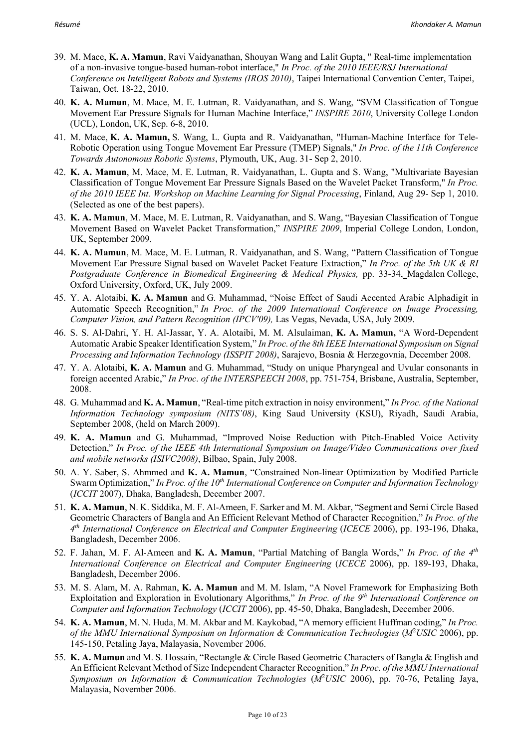39. M. Mace, **K. A. Mamun**, Ravi Vaidyanathan, Shouyan Wang and Lalit Gupta, " Real-time implementation of a non-invasive tongue-based human-robot interface," *In Proc. of the 2010 IEEE/RSJ International Conference on Intelligent Robots and Systems (IROS 2010)*, Taipei International Convention Center, Taipei, Taiwan, Oct. 18-22, 2010.
40. **K. A. Mamun**, M. Mace, M. E. Lutman, R. Vaidyanathan, and S. Wang, "SVM Classification of Tongue Movement Ear Pressure Signals for Human Machine Interface," *INSPIRE 2010*, University College London (UCL), London, UK, Sep. 6-8, 2010.
41. M. Mace, **K. A. Mamun,** S. Wang, L. Gupta and R. Vaidyanathan, "Human-Machine Interface for Tele-Robotic Operation using Tongue Movement Ear Pressure (TMEP) Signals," *In Proc. of the 11th Conference Towards Autonomous Robotic Systems*, Plymouth, UK, Aug. 31- Sep 2, 2010.
42. **K. A. Mamun**, M. Mace, M. E. Lutman, R. Vaidyanathan, L. Gupta and S. Wang, "Multivariate Bayesian Classification of Tongue Movement Ear Pressure Signals Based on the Wavelet Packet Transform," *In Proc. of the 2010 IEEE Int. Workshop on Machine Learning for Signal Processing*, Finland, Aug 29- Sep 1, 2010. (Selected as one of the best papers).
43. **K. A. Mamun**, M. Mace, M. E. Lutman, R. Vaidyanathan, and S. Wang, "Bayesian Classification of Tongue Movement Based on Wavelet Packet Transformation," *INSPIRE 2009*, Imperial College London, London, UK, September 2009.
44. **K. A. Mamun**, M. Mace, M. E. Lutman, R. Vaidyanathan, and S. Wang, "Pattern Classification of Tongue Movement Ear Pressure Signal based on Wavelet Packet Feature Extraction," *In Proc. of the 5th UK & RI Postgraduate Conference in Biomedical Engineering & Medical Physics,* pp. 33-34, Magdalen College, Oxford University, Oxford, UK, July 2009.
45. Y. A. Alotaibi, **K. A. Mamun** and G. Muhammad, "Noise Effect of Saudi Accented Arabic Alphadigit in Automatic Speech Recognition," *In Proc. of the 2009 International Conference on Image Processing, Computer Vision, and Pattern Recognition (IPCV'09),* Las Vegas, Nevada, USA, July 2009.
46. S. S. Al-Dahri, Y. H. Al-Jassar, Y. A. Alotaibi, M. M. Alsulaiman, **K. A. Mamun,** "A Word-Dependent Automatic Arabic Speaker Identification System," *In Proc. of the 8th IEEE International Symposium on Signal Processing and Information Technology (ISSPIT 2008)*, Sarajevo, Bosnia & Herzegovnia, December 2008.
47. Y. A. Alotaibi, **K. A. Mamun** and G. Muhammad, "Study on unique Pharyngeal and Uvular consonants in foreign accented Arabic," *In Proc. of the INTERSPEECH 2008*, pp. 751-754, Brisbane, Australia, September, 2008.
48. G. Muhammad and **K. A. Mamun**, "Real-time pitch extraction in noisy environment," *In Proc. of the National Information Technology symposium (NITS'08)*, King Saud University (KSU), Riyadh, Saudi Arabia, September 2008, (held on March 2009).
49. **K. A. Mamun** and G. Muhammad, "Improved Noise Reduction with Pitch-Enabled Voice Activity Detection," *In Proc. of the IEEE 4th International Symposium on Image/Video Communications over fixed and mobile networks (ISIVC2008)*, Bilbao, Spain, July 2008.
50. A. Y. Saber, S. Ahmmed and **K. A. Mamun**, "Constrained Non-linear Optimization by Modified Particle Swarm Optimization," *In Proc. of the 10th International Conference on Computer and Information Technology* (*ICCIT* 2007), Dhaka, Bangladesh, December 2007.
51. **K. A. Mamun**, N. K. Siddika, M. F. Al-Ameen, F. Sarker and M. M. Akbar, "Segment and Semi Circle Based Geometric Characters of Bangla and An Efficient Relevant Method of Character Recognition," *In Proc. of the 4th International Conference on Electrical and Computer Engineering* (*ICECE* 2006), pp. 193-196, Dhaka, Bangladesh, December 2006.
52. F. Jahan, M. F. Al-Ameen and **K. A. Mamun**, "Partial Matching of Bangla Words," *In Proc. of the 4th International Conference on Electrical and Computer Engineering* (*ICECE* 2006), pp. 189-193, Dhaka, Bangladesh, December 2006.
53. M. S. Alam, M. A. Rahman, **K. A. Mamun** and M. M. Islam, "A Novel Framework for Emphasizing Both Exploitation and Exploration in Evolutionary Algorithms," *In Proc. of the 9th International Conference on Computer and Information Technology* (*ICCIT* 2006), pp. 45-50, Dhaka, Bangladesh, December 2006.
54. **K. A. Mamun**, M. N. Huda, M. M. Akbar and M. Kaykobad, "A memory efficient Huffman coding," *In Proc. of the MMU International Symposium on Information & Communication Technologies* (*M²USIC* 2006), pp. 145-150, Petaling Jaya, Malayasia, November 2006.
55. **K. A. Mamun** and M. S. Hossain, "Rectangle & Circle Based Geometric Characters of Bangla & English and An Efficient Relevant Method of Size Independent Character Recognition," *In Proc. of the MMU International Symposium on Information & Communication Technologies* (*M²USIC* 2006), pp. 70-76, Petaling Jaya, Malayasia, November 2006.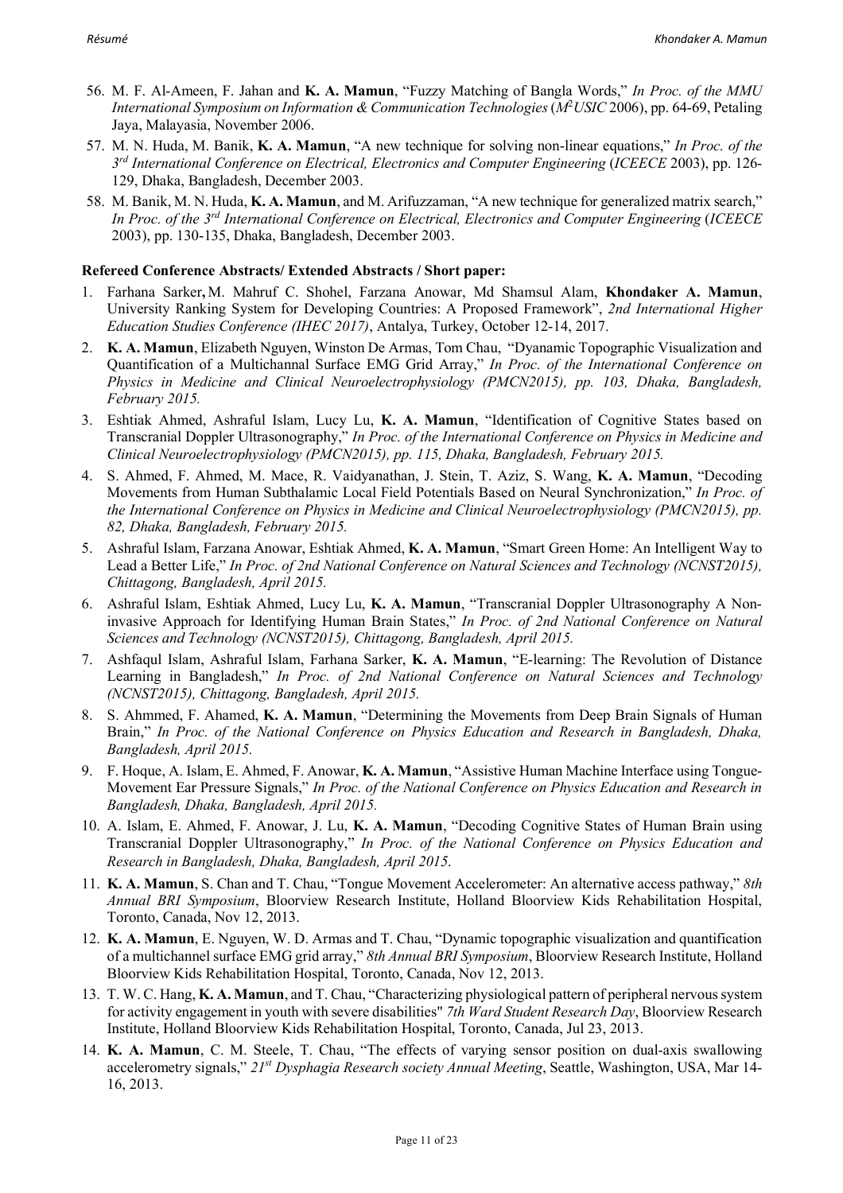56. M. F. Al-Ameen, F. Jahan and **K. A. Mamun**, "Fuzzy Matching of Bangla Words," *In Proc. of the MMU International Symposium on Information & Communication Technologies* (*M²USIC* 2006), pp. 64-69, Petaling Jaya, Malayasia, November 2006.
57. M. N. Huda, M. Banik, **K. A. Mamun**, "A new technique for solving non-linear equations," *In Proc. of the 3rd International Conference on Electrical, Electronics and Computer Engineering* (*ICEECE* 2003), pp. 126-129, Dhaka, Bangladesh, December 2003.
58. M. Banik, M. N. Huda, **K. A. Mamun**, and M. Arifuzzaman, "A new technique for generalized matrix search," *In Proc. of the 3rd International Conference on Electrical, Electronics and Computer Engineering* (*ICEECE* 2003), pp. 130-135, Dhaka, Bangladesh, December 2003.

**Refereed Conference Abstracts/ Extended Abstracts / Short paper:**

1. Farhana Sarker**,** M. Mahruf C. Shohel, Farzana Anowar, Md Shamsul Alam, **Khondaker A. Mamun**, University Ranking System for Developing Countries: A Proposed Framework", *2nd International Higher Education Studies Conference (IHEC 2017)*, Antalya, Turkey, October 12-14, 2017.
2. **K. A. Mamun**, Elizabeth Nguyen, Winston De Armas, Tom Chau, "Dyanamic Topographic Visualization and Quantification of a Multichannal Surface EMG Grid Array," *In Proc. of the International Conference on Physics in Medicine and Clinical Neuroelectrophysiology (PMCN2015), pp. 103, Dhaka, Bangladesh, February 2015.*
3. Eshtiak Ahmed, Ashraful Islam, Lucy Lu, **K. A. Mamun**, "Identification of Cognitive States based on Transcranial Doppler Ultrasonography," *In Proc. of the International Conference on Physics in Medicine and Clinical Neuroelectrophysiology (PMCN2015), pp. 115, Dhaka, Bangladesh, February 2015.*
4. S. Ahmed, F. Ahmed, M. Mace, R. Vaidyanathan, J. Stein, T. Aziz, S. Wang, **K. A. Mamun**, "Decoding Movements from Human Subthalamic Local Field Potentials Based on Neural Synchronization," *In Proc. of the International Conference on Physics in Medicine and Clinical Neuroelectrophysiology (PMCN2015), pp. 82, Dhaka, Bangladesh, February 2015.*
5. Ashraful Islam, Farzana Anowar, Eshtiak Ahmed, **K. A. Mamun**, "Smart Green Home: An Intelligent Way to Lead a Better Life," *In Proc. of 2nd National Conference on Natural Sciences and Technology (NCNST2015), Chittagong, Bangladesh, April 2015.*
6. Ashraful Islam, Eshtiak Ahmed, Lucy Lu, **K. A. Mamun**, "Transcranial Doppler Ultrasonography A Non-invasive Approach for Identifying Human Brain States," *In Proc. of 2nd National Conference on Natural Sciences and Technology (NCNST2015), Chittagong, Bangladesh, April 2015.*
7. Ashfaqul Islam, Ashraful Islam, Farhana Sarker, **K. A. Mamun**, "E-learning: The Revolution of Distance Learning in Bangladesh," *In Proc. of 2nd National Conference on Natural Sciences and Technology (NCNST2015), Chittagong, Bangladesh, April 2015.*
8. S. Ahmmed, F. Ahamed, **K. A. Mamun**, "Determining the Movements from Deep Brain Signals of Human Brain," *In Proc. of the National Conference on Physics Education and Research in Bangladesh, Dhaka, Bangladesh, April 2015.*
9. F. Hoque, A. Islam, E. Ahmed, F. Anowar, **K. A. Mamun**, "Assistive Human Machine Interface using Tongue-Movement Ear Pressure Signals," *In Proc. of the National Conference on Physics Education and Research in Bangladesh, Dhaka, Bangladesh, April 2015.*
10. A. Islam, E. Ahmed, F. Anowar, J. Lu, **K. A. Mamun**, "Decoding Cognitive States of Human Brain using Transcranial Doppler Ultrasonography," *In Proc. of the National Conference on Physics Education and Research in Bangladesh, Dhaka, Bangladesh, April 2015.*
11. **K. A. Mamun**, S. Chan and T. Chau, "Tongue Movement Accelerometer: An alternative access pathway," *8th Annual BRI Symposium*, Bloorview Research Institute, Holland Bloorview Kids Rehabilitation Hospital, Toronto, Canada, Nov 12, 2013.
12. **K. A. Mamun**, E. Nguyen, W. D. Armas and T. Chau, "Dynamic topographic visualization and quantification of a multichannel surface EMG grid array," *8th Annual BRI Symposium*, Bloorview Research Institute, Holland Bloorview Kids Rehabilitation Hospital, Toronto, Canada, Nov 12, 2013.
13. T. W. C. Hang, **K. A. Mamun**, and T. Chau, "Characterizing physiological pattern of peripheral nervous system for activity engagement in youth with severe disabilities" *7th Ward Student Research Day*, Bloorview Research Institute, Holland Bloorview Kids Rehabilitation Hospital, Toronto, Canada, Jul 23, 2013.
14. **K. A. Mamun**, C. M. Steele, T. Chau, "The effects of varying sensor position on dual-axis swallowing accelerometry signals," *21st Dysphagia Research society Annual Meeting*, Seattle, Washington, USA, Mar 14-16, 2013.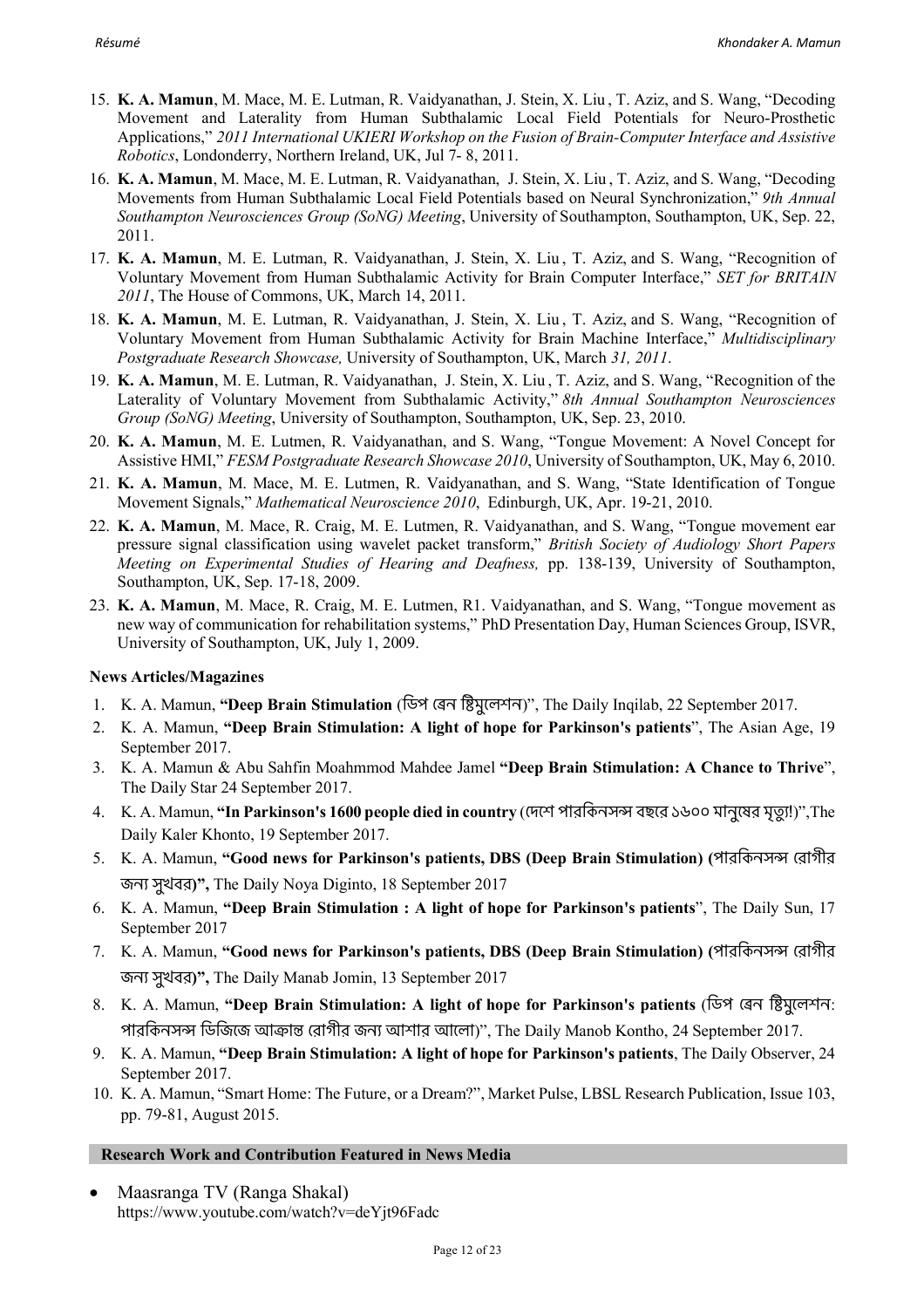15. **K. A. Mamun**, M. Mace, M. E. Lutman, R. Vaidyanathan, J. Stein, X. Liu , T. Aziz, and S. Wang, "Decoding Movement and Laterality from Human Subthalamic Local Field Potentials for Neuro-Prosthetic Applications," *2011 International UKIERI Workshop on the Fusion of Brain-Computer Interface and Assistive Robotics*, Londonderry, Northern Ireland, UK, Jul 7- 8, 2011.
16. **K. A. Mamun**, M. Mace, M. E. Lutman, R. Vaidyanathan, J. Stein, X. Liu , T. Aziz, and S. Wang, "Decoding Movements from Human Subthalamic Local Field Potentials based on Neural Synchronization," *9th Annual Southampton Neurosciences Group (SoNG) Meeting*, University of Southampton, Southampton, UK, Sep. 22, 2011.
17. **K. A. Mamun**, M. E. Lutman, R. Vaidyanathan, J. Stein, X. Liu , T. Aziz, and S. Wang, "Recognition of Voluntary Movement from Human Subthalamic Activity for Brain Computer Interface," *SET for BRITAIN 2011*, The House of Commons, UK, March 14, 2011.
18. **K. A. Mamun**, M. E. Lutman, R. Vaidyanathan, J. Stein, X. Liu , T. Aziz, and S. Wang, "Recognition of Voluntary Movement from Human Subthalamic Activity for Brain Machine Interface," *Multidisciplinary Postgraduate Research Showcase,* University of Southampton, UK, March *31, 2011*.
19. **K. A. Mamun**, M. E. Lutman, R. Vaidyanathan, J. Stein, X. Liu , T. Aziz, and S. Wang, "Recognition of the Laterality of Voluntary Movement from Subthalamic Activity," *8th Annual Southampton Neurosciences Group (SoNG) Meeting*, University of Southampton, Southampton, UK, Sep. 23, 2010.
20. **K. A. Mamun**, M. E. Lutmen, R. Vaidyanathan, and S. Wang, "Tongue Movement: A Novel Concept for Assistive HMI," *FESM Postgraduate Research Showcase 2010*, University of Southampton, UK, May 6, 2010.
21. **K. A. Mamun**, M. Mace, M. E. Lutmen, R. Vaidyanathan, and S. Wang, "State Identification of Tongue Movement Signals," *Mathematical Neuroscience 2010*, Edinburgh, UK, Apr. 19-21, 2010.
22. **K. A. Mamun**, M. Mace, R. Craig, M. E. Lutmen, R. Vaidyanathan, and S. Wang, "Tongue movement ear pressure signal classification using wavelet packet transform," *British Society of Audiology Short Papers Meeting on Experimental Studies of Hearing and Deafness,* pp. 138-139, University of Southampton, Southampton, UK, Sep. 17-18, 2009.
23. **K. A. Mamun**, M. Mace, R. Craig, M. E. Lutmen, R1. Vaidyanathan, and S. Wang, "Tongue movement as new way of communication for rehabilitation systems," PhD Presentation Day, Human Sciences Group, ISVR, University of Southampton, UK, July 1, 2009.

**News Articles/Magazines**

1. K. A. Mamun, **"Deep Brain Stimulation** (ডিপ ব্রেন ষ্টিমুলেশন)", The Daily Inqilab, 22 September 2017.
2. K. A. Mamun, **"Deep Brain Stimulation: A light of hope for Parkinson's patients**", The Asian Age, 19 September 2017.
3. K. A. Mamun & Abu Sahfin Moahmmod Mahdee Jamel **"Deep Brain Stimulation: A Chance to Thrive**", The Daily Star 24 September 2017.
4. K. A. Mamun, **"In Parkinson's 1600 people died in country** (দেশে পারকিনসন্স বছরে ১৬০০ মানুষের মৃত্যু!)",The Daily Kaler Khonto, 19 September 2017.
5. K. A. Mamun, **"Good news for Parkinson's patients, DBS (Deep Brain Stimulation) (**পারকিনসন্স রোগীর জন্য সুখবর**)",** The Daily Noya Diginto, 18 September 2017
6. K. A. Mamun, **"Deep Brain Stimulation : A light of hope for Parkinson's patients**", The Daily Sun, 17 September 2017
7. K. A. Mamun, **"Good news for Parkinson's patients, DBS (Deep Brain Stimulation) (**পারকিনসন্স রোগীর জন্য সুখবর**)",** The Daily Manab Jomin, 13 September 2017
8. K. A. Mamun, **"Deep Brain Stimulation: A light of hope for Parkinson's patients** (ডিপ ব্রেন ষ্টিমুলেশন: পারকিনসন্স ডিজিজে আক্রান্ত রোগীর জন্য আশার আলো)", The Daily Manob Kontho, 24 September 2017.
9. K. A. Mamun, **"Deep Brain Stimulation: A light of hope for Parkinson's patients**, The Daily Observer, 24 September 2017.
10. K. A. Mamun, "Smart Home: The Future, or a Dream?", Market Pulse, LBSL Research Publication, Issue 103, pp. 79-81, August 2015.

**Research Work and Contribution Featured in News Media**

- Maasranga TV (Ranga Shakal)
  https://www.youtube.com/watch?v=deYjt96Fadc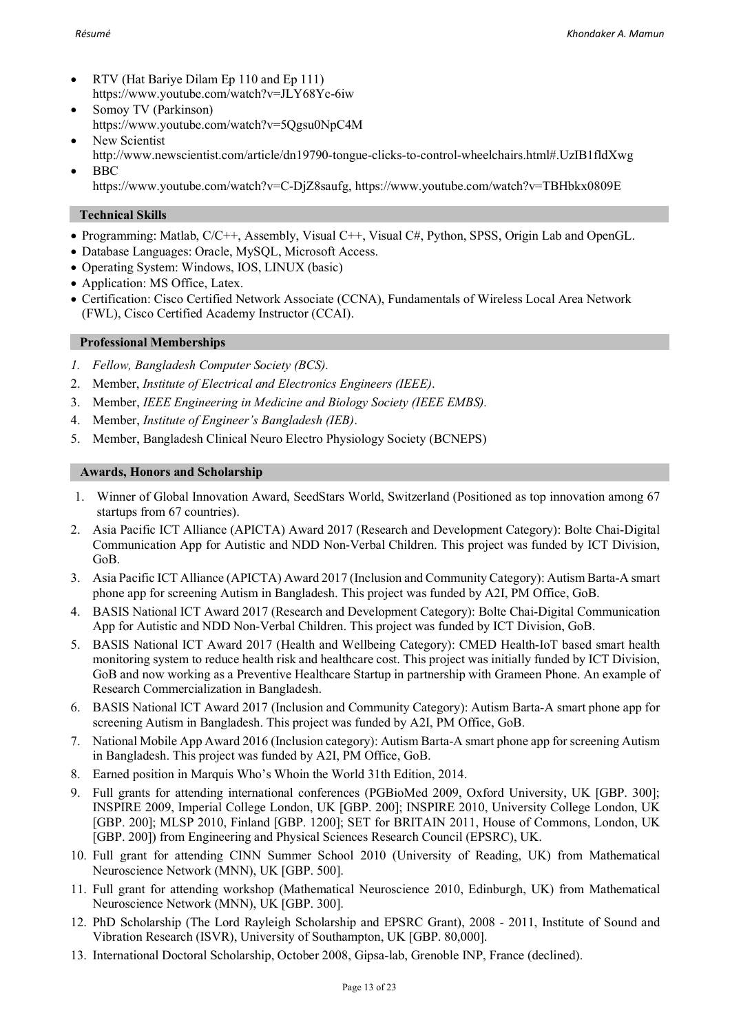- RTV (Hat Bariye Dilam Ep 110 and Ep 111)
  https://www.youtube.com/watch?v=JLY68Yc-6iw
- Somoy TV (Parkinson)
  https://www.youtube.com/watch?v=5Qgsu0NpC4M
- New Scientist
  http://www.newscientist.com/article/dn19790-tongue-clicks-to-control-wheelchairs.html#.UzIB1fldXwg
- BBC
  https://www.youtube.com/watch?v=C-DjZ8saufg, https://www.youtube.com/watch?v=TBHbkx0809E

## Technical Skills

- Programming: Matlab, C/C++, Assembly, Visual C++, Visual C#, Python, SPSS, Origin Lab and OpenGL.
- Database Languages: Oracle, MySQL, Microsoft Access.
- Operating System: Windows, IOS, LINUX (basic)
- Application: MS Office, Latex.
- Certification: Cisco Certified Network Associate (CCNA), Fundamentals of Wireless Local Area Network (FWL), Cisco Certified Academy Instructor (CCAI).

## Professional Memberships

1. *Fellow, Bangladesh Computer Society (BCS).*
2. Member, *Institute of Electrical and Electronics Engineers (IEEE)*.
3. Member, *IEEE Engineering in Medicine and Biology Society (IEEE EMBS).*
4. Member, *Institute of Engineer's Bangladesh (IEB)*.
5. Member, Bangladesh Clinical Neuro Electro Physiology Society (BCNEPS)

## Awards, Honors and Scholarship

1. Winner of Global Innovation Award, SeedStars World, Switzerland (Positioned as top innovation among 67 startups from 67 countries).
2. Asia Pacific ICT Alliance (APICTA) Award 2017 (Research and Development Category): Bolte Chai-Digital Communication App for Autistic and NDD Non-Verbal Children. This project was funded by ICT Division, GoB.
3. Asia Pacific ICT Alliance (APICTA) Award 2017 (Inclusion and Community Category): Autism Barta-A smart phone app for screening Autism in Bangladesh. This project was funded by A2I, PM Office, GoB.
4. BASIS National ICT Award 2017 (Research and Development Category): Bolte Chai-Digital Communication App for Autistic and NDD Non-Verbal Children. This project was funded by ICT Division, GoB.
5. BASIS National ICT Award 2017 (Health and Wellbeing Category): CMED Health-IoT based smart health monitoring system to reduce health risk and healthcare cost. This project was initially funded by ICT Division, GoB and now working as a Preventive Healthcare Startup in partnership with Grameen Phone. An example of Research Commercialization in Bangladesh.
6. BASIS National ICT Award 2017 (Inclusion and Community Category): Autism Barta-A smart phone app for screening Autism in Bangladesh. This project was funded by A2I, PM Office, GoB.
7. National Mobile App Award 2016 (Inclusion category): Autism Barta-A smart phone app for screening Autism in Bangladesh. This project was funded by A2I, PM Office, GoB.
8. Earned position in Marquis Who's Whoin the World 31th Edition, 2014.
9. Full grants for attending international conferences (PGBioMed 2009, Oxford University, UK [GBP. 300]; INSPIRE 2009, Imperial College London, UK [GBP. 200]; INSPIRE 2010, University College London, UK [GBP. 200]; MLSP 2010, Finland [GBP. 1200]; SET for BRITAIN 2011, House of Commons, London, UK [GBP. 200]) from Engineering and Physical Sciences Research Council (EPSRC), UK.
10. Full grant for attending CINN Summer School 2010 (University of Reading, UK) from Mathematical Neuroscience Network (MNN), UK [GBP. 500].
11. Full grant for attending workshop (Mathematical Neuroscience 2010, Edinburgh, UK) from Mathematical Neuroscience Network (MNN), UK [GBP. 300].
12. PhD Scholarship (The Lord Rayleigh Scholarship and EPSRC Grant), 2008 - 2011, Institute of Sound and Vibration Research (ISVR), University of Southampton, UK [GBP. 80,000].
13. International Doctoral Scholarship, October 2008, Gipsa-lab, Grenoble INP, France (declined).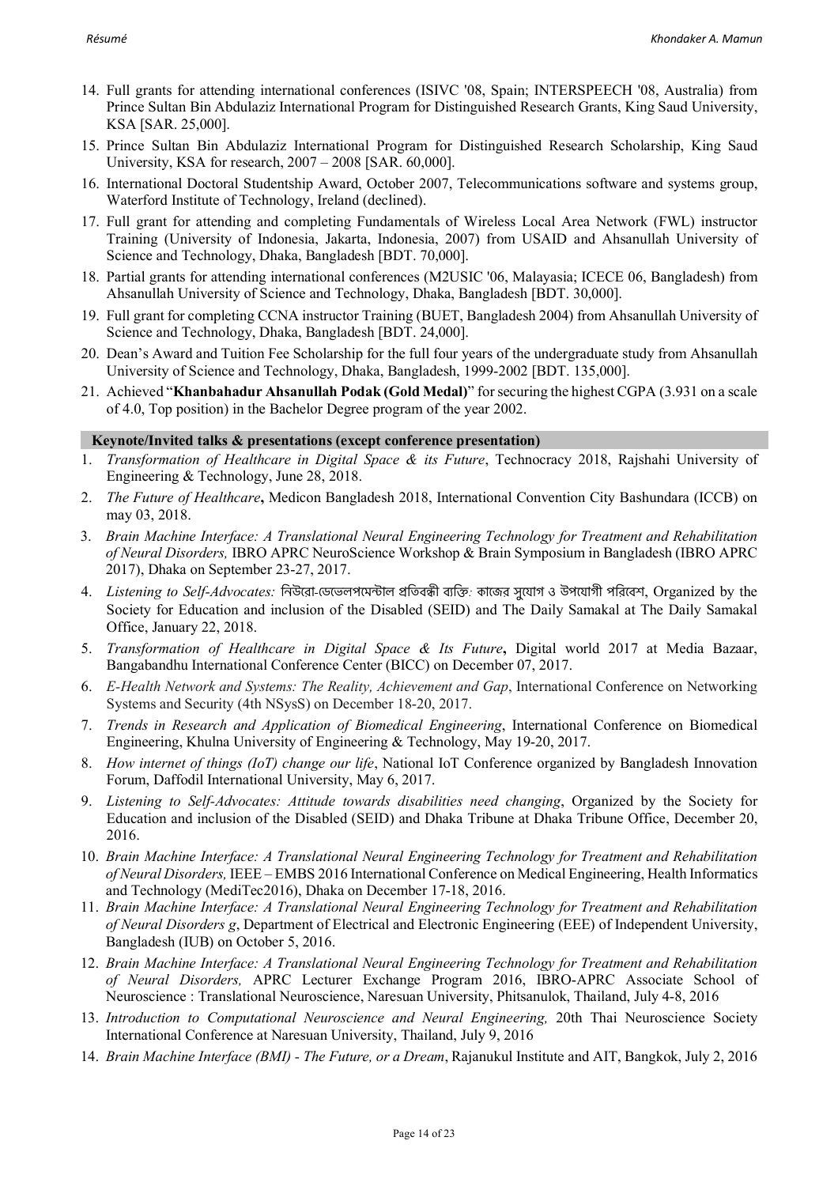14. Full grants for attending international conferences (ISIVC '08, Spain; INTERSPEECH '08, Australia) from Prince Sultan Bin Abdulaziz International Program for Distinguished Research Grants, King Saud University, KSA [SAR. 25,000].
15. Prince Sultan Bin Abdulaziz International Program for Distinguished Research Scholarship, King Saud University, KSA for research, 2007 – 2008 [SAR. 60,000].
16. International Doctoral Studentship Award, October 2007, Telecommunications software and systems group, Waterford Institute of Technology, Ireland (declined).
17. Full grant for attending and completing Fundamentals of Wireless Local Area Network (FWL) instructor Training (University of Indonesia, Jakarta, Indonesia, 2007) from USAID and Ahsanullah University of Science and Technology, Dhaka, Bangladesh [BDT. 70,000].
18. Partial grants for attending international conferences (M2USIC '06, Malayasia; ICECE 06, Bangladesh) from Ahsanullah University of Science and Technology, Dhaka, Bangladesh [BDT. 30,000].
19. Full grant for completing CCNA instructor Training (BUET, Bangladesh 2004) from Ahsanullah University of Science and Technology, Dhaka, Bangladesh [BDT. 24,000].
20. Dean's Award and Tuition Fee Scholarship for the full four years of the undergraduate study from Ahsanullah University of Science and Technology, Dhaka, Bangladesh, 1999-2002 [BDT. 135,000].
21. Achieved "**Khanbahadur Ahsanullah Podak (Gold Medal)**" for securing the highest CGPA (3.931 on a scale of 4.0, Top position) in the Bachelor Degree program of the year 2002.

## Keynote/Invited talks & presentations (except conference presentation)

1. *Transformation of Healthcare in Digital Space & its Future*, Technocracy 2018, Rajshahi University of Engineering & Technology, June 28, 2018.
2. *The Future of Healthcare***,** Medicon Bangladesh 2018, International Convention City Bashundara (ICCB) on may 03, 2018.
3. *Brain Machine Interface: A Translational Neural Engineering Technology for Treatment and Rehabilitation of Neural Disorders,* IBRO APRC NeuroScience Workshop & Brain Symposium in Bangladesh (IBRO APRC 2017), Dhaka on September 23-27, 2017.
4. *Listening to Self-Advocates:* নিউরো-ডেভেলপমেন্টাল প্রতিবন্ধী ব্যক্তি: কাজের সুযোগ ও উপযোগী পরিবেশ, Organized by the Society for Education and inclusion of the Disabled (SEID) and The Daily Samakal at The Daily Samakal Office, January 22, 2018.
5. *Transformation of Healthcare in Digital Space & Its Future***,** Digital world 2017 at Media Bazaar, Bangabandhu International Conference Center (BICC) on December 07, 2017.
6. *E-Health Network and Systems: The Reality, Achievement and Gap*, International Conference on Networking Systems and Security (4th NSysS) on December 18-20, 2017.
7. *Trends in Research and Application of Biomedical Engineering*, International Conference on Biomedical Engineering, Khulna University of Engineering & Technology, May 19-20, 2017.
8. *How internet of things (IoT) change our life*, National IoT Conference organized by Bangladesh Innovation Forum, Daffodil International University, May 6, 2017.
9. *Listening to Self-Advocates: Attitude towards disabilities need changing*, Organized by the Society for Education and inclusion of the Disabled (SEID) and Dhaka Tribune at Dhaka Tribune Office, December 20, 2016.
10. *Brain Machine Interface: A Translational Neural Engineering Technology for Treatment and Rehabilitation of Neural Disorders,* IEEE – EMBS 2016 International Conference on Medical Engineering, Health Informatics and Technology (MediTec2016), Dhaka on December 17-18, 2016.
11. *Brain Machine Interface: A Translational Neural Engineering Technology for Treatment and Rehabilitation of Neural Disorders g*, Department of Electrical and Electronic Engineering (EEE) of Independent University, Bangladesh (IUB) on October 5, 2016.
12. *Brain Machine Interface: A Translational Neural Engineering Technology for Treatment and Rehabilitation of Neural Disorders,* APRC Lecturer Exchange Program 2016, IBRO-APRC Associate School of Neuroscience : Translational Neuroscience, Naresuan University, Phitsanulok, Thailand, July 4-8, 2016
13. *Introduction to Computational Neuroscience and Neural Engineering,* 20th Thai Neuroscience Society International Conference at Naresuan University, Thailand, July 9, 2016
14. *Brain Machine Interface (BMI) - The Future, or a Dream*, Rajanukul Institute and AIT, Bangkok, July 2, 2016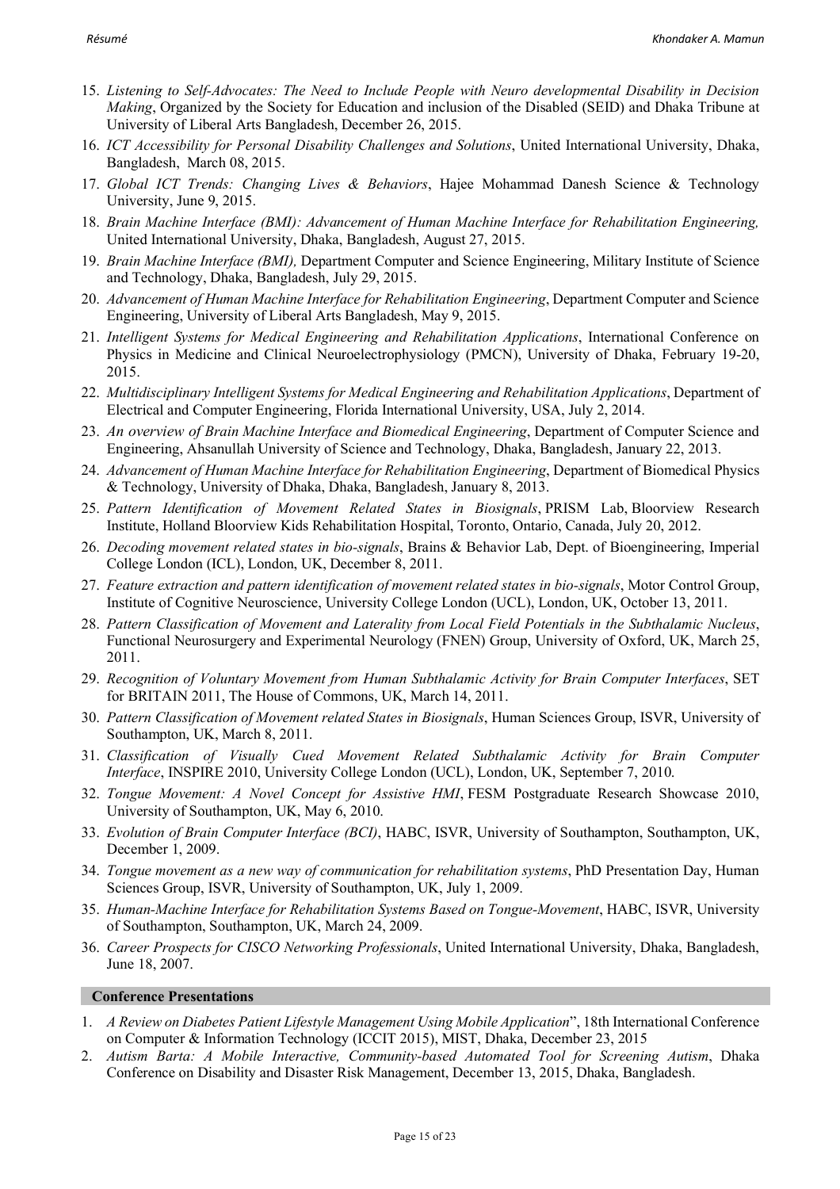15. *Listening to Self-Advocates: The Need to Include People with Neuro developmental Disability in Decision Making*, Organized by the Society for Education and inclusion of the Disabled (SEID) and Dhaka Tribune at University of Liberal Arts Bangladesh, December 26, 2015.
16. *ICT Accessibility for Personal Disability Challenges and Solutions*, United International University, Dhaka, Bangladesh, March 08, 2015.
17. *Global ICT Trends: Changing Lives & Behaviors*, Hajee Mohammad Danesh Science & Technology University, June 9, 2015.
18. *Brain Machine Interface (BMI): Advancement of Human Machine Interface for Rehabilitation Engineering,* United International University, Dhaka, Bangladesh, August 27, 2015.
19. *Brain Machine Interface (BMI),* Department Computer and Science Engineering, Military Institute of Science and Technology, Dhaka, Bangladesh, July 29, 2015.
20. *Advancement of Human Machine Interface for Rehabilitation Engineering*, Department Computer and Science Engineering, University of Liberal Arts Bangladesh, May 9, 2015.
21. *Intelligent Systems for Medical Engineering and Rehabilitation Applications*, International Conference on Physics in Medicine and Clinical Neuroelectrophysiology (PMCN), University of Dhaka, February 19-20, 2015.
22. *Multidisciplinary Intelligent Systems for Medical Engineering and Rehabilitation Applications*, Department of Electrical and Computer Engineering, Florida International University, USA, July 2, 2014.
23. *An overview of Brain Machine Interface and Biomedical Engineering*, Department of Computer Science and Engineering, Ahsanullah University of Science and Technology, Dhaka, Bangladesh, January 22, 2013.
24. *Advancement of Human Machine Interface for Rehabilitation Engineering*, Department of Biomedical Physics & Technology, University of Dhaka, Dhaka, Bangladesh, January 8, 2013.
25. *Pattern Identification of Movement Related States in Biosignals*, PRISM Lab, Bloorview Research Institute, Holland Bloorview Kids Rehabilitation Hospital, Toronto, Ontario, Canada, July 20, 2012.
26. *Decoding movement related states in bio-signals*, Brains & Behavior Lab, Dept. of Bioengineering, Imperial College London (ICL), London, UK, December 8, 2011.
27. *Feature extraction and pattern identification of movement related states in bio-signals*, Motor Control Group, Institute of Cognitive Neuroscience, University College London (UCL), London, UK, October 13, 2011.
28. *Pattern Classification of Movement and Laterality from Local Field Potentials in the Subthalamic Nucleus*, Functional Neurosurgery and Experimental Neurology (FNEN) Group, University of Oxford, UK, March 25, 2011.
29. *Recognition of Voluntary Movement from Human Subthalamic Activity for Brain Computer Interfaces*, SET for BRITAIN 2011, The House of Commons, UK, March 14, 2011.
30. *Pattern Classification of Movement related States in Biosignals*, Human Sciences Group, ISVR, University of Southampton, UK, March 8, 2011.
31. *Classification of Visually Cued Movement Related Subthalamic Activity for Brain Computer Interface*, INSPIRE 2010, University College London (UCL), London, UK, September 7, 2010.
32. *Tongue Movement: A Novel Concept for Assistive HMI*, FESM Postgraduate Research Showcase 2010, University of Southampton, UK, May 6, 2010.
33. *Evolution of Brain Computer Interface (BCI)*, HABC, ISVR, University of Southampton, Southampton, UK, December 1, 2009.
34. *Tongue movement as a new way of communication for rehabilitation systems*, PhD Presentation Day, Human Sciences Group, ISVR, University of Southampton, UK, July 1, 2009.
35. *Human-Machine Interface for Rehabilitation Systems Based on Tongue-Movement*, HABC, ISVR, University of Southampton, Southampton, UK, March 24, 2009.
36. *Career Prospects for CISCO Networking Professionals*, United International University, Dhaka, Bangladesh, June 18, 2007.

## Conference Presentations

1. *A Review on Diabetes Patient Lifestyle Management Using Mobile Application*", 18th International Conference on Computer & Information Technology (ICCIT 2015), MIST, Dhaka, December 23, 2015
2. *Autism Barta: A Mobile Interactive, Community-based Automated Tool for Screening Autism*, Dhaka Conference on Disability and Disaster Risk Management, December 13, 2015, Dhaka, Bangladesh.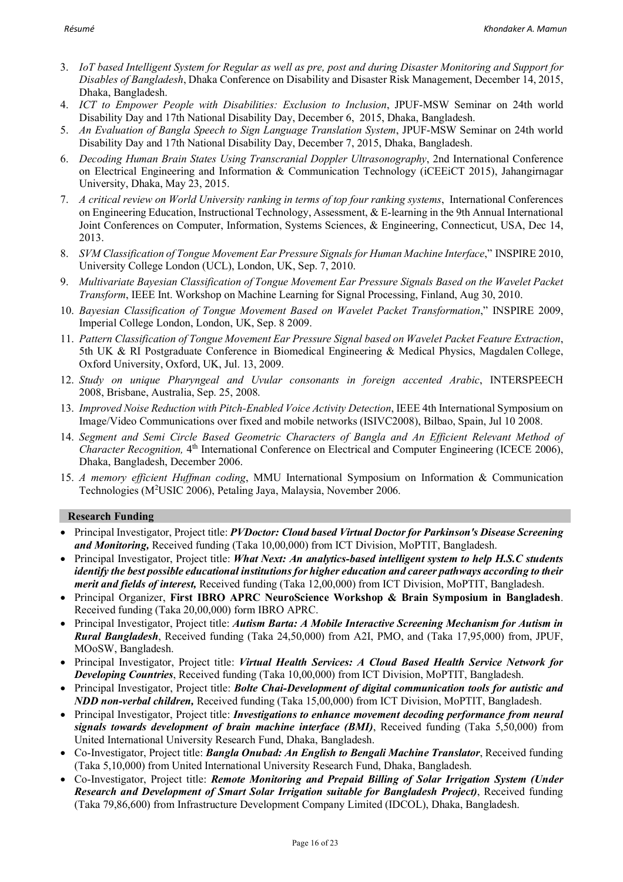3. *IoT based Intelligent System for Regular as well as pre, post and during Disaster Monitoring and Support for Disables of Bangladesh*, Dhaka Conference on Disability and Disaster Risk Management, December 14, 2015, Dhaka, Bangladesh.
4. *ICT to Empower People with Disabilities: Exclusion to Inclusion*, JPUF-MSW Seminar on 24th world Disability Day and 17th National Disability Day, December 6, 2015, Dhaka, Bangladesh.
5. *An Evaluation of Bangla Speech to Sign Language Translation System*, JPUF-MSW Seminar on 24th world Disability Day and 17th National Disability Day, December 7, 2015, Dhaka, Bangladesh.
6. *Decoding Human Brain States Using Transcranial Doppler Ultrasonography*, 2nd International Conference on Electrical Engineering and Information & Communication Technology (iCEEiCT 2015), Jahangirnagar University, Dhaka, May 23, 2015.
7. *A critical review on World University ranking in terms of top four ranking systems*, International Conferences on Engineering Education, Instructional Technology, Assessment, & E-learning in the 9th Annual International Joint Conferences on Computer, Information, Systems Sciences, & Engineering, Connecticut, USA, Dec 14, 2013.
8. *SVM Classification of Tongue Movement Ear Pressure Signals for Human Machine Interface*," INSPIRE 2010, University College London (UCL), London, UK, Sep. 7, 2010.
9. *Multivariate Bayesian Classification of Tongue Movement Ear Pressure Signals Based on the Wavelet Packet Transform*, IEEE Int. Workshop on Machine Learning for Signal Processing, Finland, Aug 30, 2010.
10. *Bayesian Classification of Tongue Movement Based on Wavelet Packet Transformation*," INSPIRE 2009, Imperial College London, London, UK, Sep. 8 2009.
11. *Pattern Classification of Tongue Movement Ear Pressure Signal based on Wavelet Packet Feature Extraction*, 5th UK & RI Postgraduate Conference in Biomedical Engineering & Medical Physics, Magdalen College, Oxford University, Oxford, UK, Jul. 13, 2009.
12. *Study on unique Pharyngeal and Uvular consonants in foreign accented Arabic*, INTERSPEECH 2008, Brisbane, Australia, Sep. 25, 2008.
13. *Improved Noise Reduction with Pitch-Enabled Voice Activity Detection*, IEEE 4th International Symposium on Image/Video Communications over fixed and mobile networks (ISIVC2008), Bilbao, Spain, Jul 10 2008.
14. *Segment and Semi Circle Based Geometric Characters of Bangla and An Efficient Relevant Method of Character Recognition,* 4th International Conference on Electrical and Computer Engineering (ICECE 2006), Dhaka, Bangladesh, December 2006.
15. *A memory efficient Huffman coding*, MMU International Symposium on Information & Communication Technologies ($M^2$USIC 2006), Petaling Jaya, Malaysia, November 2006.

## Research Funding

- Principal Investigator, Project title: ***PVDoctor: Cloud based Virtual Doctor for Parkinson's Disease Screening and Monitoring,*** Received funding (Taka 10,00,000) from ICT Division, MoPTIT, Bangladesh.
- Principal Investigator, Project title: ***What Next: An analytics-based intelligent system to help H.S.C students identify the best possible educational institutions for higher education and career pathways according to their merit and fields of interest,*** Received funding (Taka 12,00,000) from ICT Division, MoPTIT, Bangladesh.
- Principal Organizer, **First IBRO APRC NeuroScience Workshop & Brain Symposium in Bangladesh**. Received funding (Taka 20,00,000) form IBRO APRC.
- Principal Investigator, Project title: ***Autism Barta: A Mobile Interactive Screening Mechanism for Autism in Rural Bangladesh***, Received funding (Taka 24,50,000) from A2I, PMO, and (Taka 17,95,000) from, JPUF, MOoSW, Bangladesh.
- Principal Investigator, Project title: ***Virtual Health Services: A Cloud Based Health Service Network for Developing Countries***, Received funding (Taka 10,00,000) from ICT Division, MoPTIT, Bangladesh.
- Principal Investigator, Project title: ***Bolte Chai-Development of digital communication tools for autistic and NDD non-verbal children,*** Received funding (Taka 15,00,000) from ICT Division, MoPTIT, Bangladesh.
- Principal Investigator, Project title: ***Investigations to enhance movement decoding performance from neural signals towards development of brain machine interface (BMI)***, Received funding (Taka 5,50,000) from United International University Research Fund, Dhaka, Bangladesh.
- Co-Investigator, Project title: ***Bangla Onubad: An English to Bengali Machine Translator***, Received funding (Taka 5,10,000) from United International University Research Fund, Dhaka, Bangladesh.
- Co-Investigator, Project title: ***Remote Monitoring and Prepaid Billing of Solar Irrigation System (Under Research and Development of Smart Solar Irrigation suitable for Bangladesh Project)***, Received funding (Taka 79,86,600) from Infrastructure Development Company Limited (IDCOL), Dhaka, Bangladesh.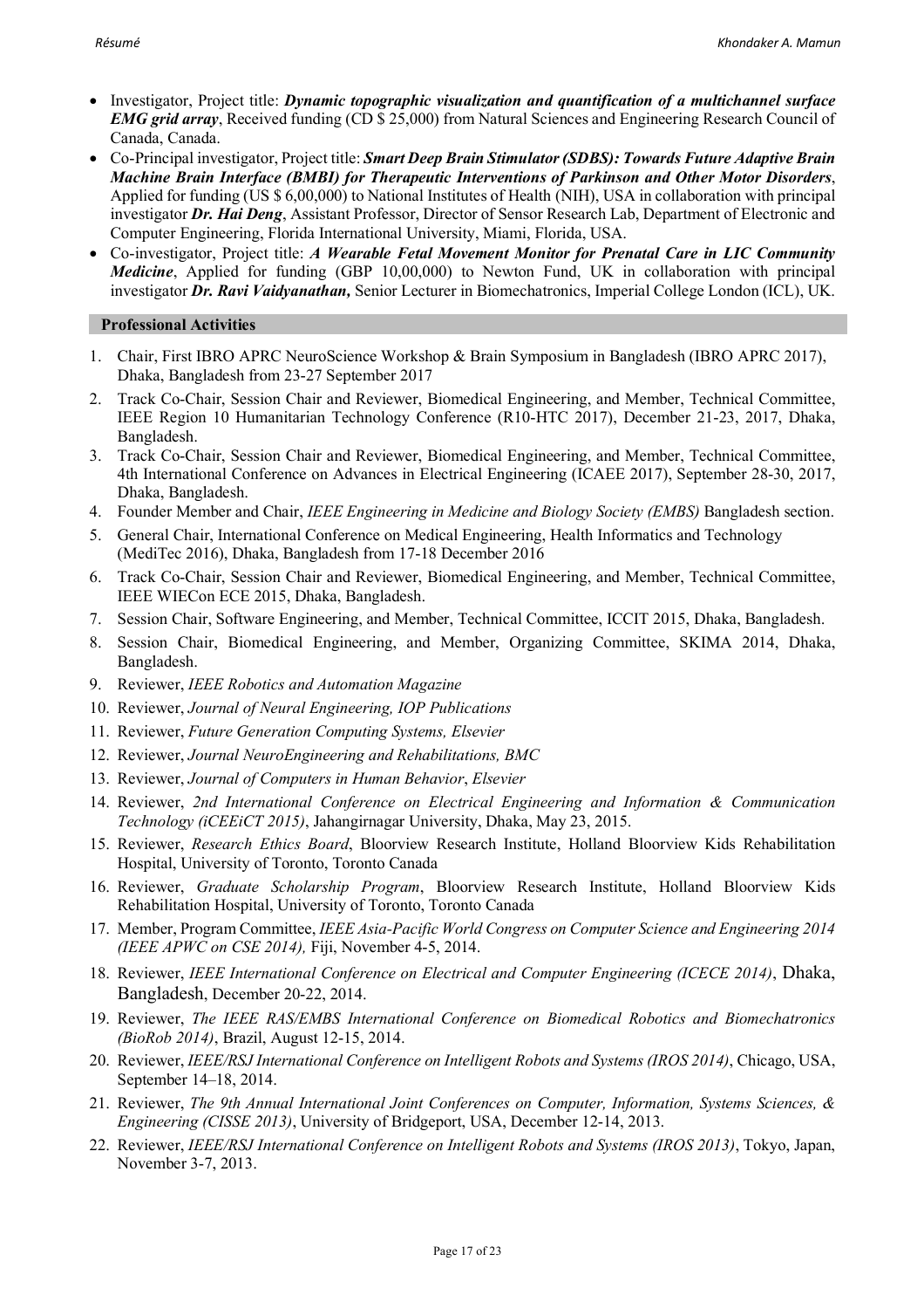- Investigator, Project title: ***Dynamic topographic visualization and quantification of a multichannel surface EMG grid array***, Received funding (CD $ 25,000) from Natural Sciences and Engineering Research Council of Canada, Canada.
- Co-Principal investigator, Project title: ***Smart Deep Brain Stimulator (SDBS): Towards Future Adaptive Brain Machine Brain Interface (BMBI) for Therapeutic Interventions of Parkinson and Other Motor Disorders***, Applied for funding (US $ 6,00,000) to National Institutes of Health (NIH), USA in collaboration with principal investigator ***Dr. Hai Deng***, Assistant Professor, Director of Sensor Research Lab, Department of Electronic and Computer Engineering, Florida International University, Miami, Florida, USA.
- Co-investigator, Project title: ***A Wearable Fetal Movement Monitor for Prenatal Care in LIC Community Medicine***, Applied for funding (GBP 10,00,000) to Newton Fund, UK in collaboration with principal investigator ***Dr. Ravi Vaidyanathan,*** Senior Lecturer in Biomechatronics, Imperial College London (ICL), UK.

## Professional Activities

1. Chair, First IBRO APRC NeuroScience Workshop & Brain Symposium in Bangladesh (IBRO APRC 2017), Dhaka, Bangladesh from 23-27 September 2017
2. Track Co-Chair, Session Chair and Reviewer, Biomedical Engineering, and Member, Technical Committee, IEEE Region 10 Humanitarian Technology Conference (R10-HTC 2017), December 21-23, 2017, Dhaka, Bangladesh.
3. Track Co-Chair, Session Chair and Reviewer, Biomedical Engineering, and Member, Technical Committee, 4th International Conference on Advances in Electrical Engineering (ICAEE 2017), September 28-30, 2017, Dhaka, Bangladesh.
4. Founder Member and Chair, *IEEE Engineering in Medicine and Biology Society (EMBS)* Bangladesh section.
5. General Chair, International Conference on Medical Engineering, Health Informatics and Technology (MediTec 2016), Dhaka, Bangladesh from 17-18 December 2016
6. Track Co-Chair, Session Chair and Reviewer, Biomedical Engineering, and Member, Technical Committee, IEEE WIECon ECE 2015, Dhaka, Bangladesh.
7. Session Chair, Software Engineering, and Member, Technical Committee, ICCIT 2015, Dhaka, Bangladesh.
8. Session Chair, Biomedical Engineering, and Member, Organizing Committee, SKIMA 2014, Dhaka, Bangladesh.
9. Reviewer, *IEEE Robotics and Automation Magazine*
10. Reviewer, *Journal of Neural Engineering, IOP Publications*
11. Reviewer, *Future Generation Computing Systems, Elsevier*
12. Reviewer, *Journal NeuroEngineering and Rehabilitations, BMC*
13. Reviewer, *Journal of Computers in Human Behavior*, *Elsevier*
14. Reviewer, *2nd International Conference on Electrical Engineering and Information & Communication Technology (iCEEiCT 2015)*, Jahangirnagar University, Dhaka, May 23, 2015.
15. Reviewer, *Research Ethics Board*, Bloorview Research Institute, Holland Bloorview Kids Rehabilitation Hospital, University of Toronto, Toronto Canada
16. Reviewer, *Graduate Scholarship Program*, Bloorview Research Institute, Holland Bloorview Kids Rehabilitation Hospital, University of Toronto, Toronto Canada
17. Member, Program Committee, *IEEE Asia-Pacific World Congress on Computer Science and Engineering 2014 (IEEE APWC on CSE 2014),* Fiji, November 4-5, 2014.
18. Reviewer, *IEEE International Conference on Electrical and Computer Engineering (ICECE 2014)*, Dhaka, Bangladesh, December 20-22, 2014.
19. Reviewer, *The IEEE RAS/EMBS International Conference on Biomedical Robotics and Biomechatronics (BioRob 2014)*, Brazil, August 12-15, 2014.
20. Reviewer, *IEEE/RSJ International Conference on Intelligent Robots and Systems (IROS 2014)*, Chicago, USA, September 14–18, 2014.
21. Reviewer, *The 9th Annual International Joint Conferences on Computer, Information, Systems Sciences, & Engineering (CISSE 2013)*, University of Bridgeport, USA, December 12-14, 2013.
22. Reviewer, *IEEE/RSJ International Conference on Intelligent Robots and Systems (IROS 2013)*, Tokyo, Japan, November 3-7, 2013.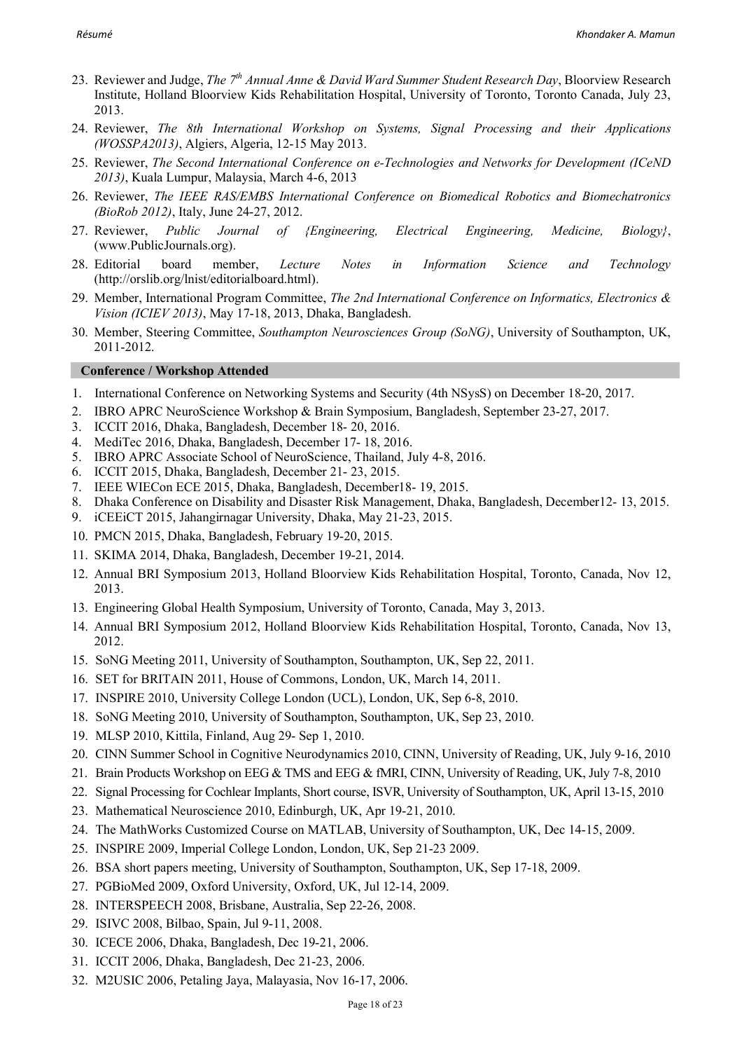23. Reviewer and Judge, *The 7th Annual Anne & David Ward Summer Student Research Day*, Bloorview Research Institute, Holland Bloorview Kids Rehabilitation Hospital, University of Toronto, Toronto Canada, July 23, 2013.
24. Reviewer, *The 8th International Workshop on Systems, Signal Processing and their Applications (WOSSPA2013)*, Algiers, Algeria, 12-15 May 2013.
25. Reviewer, *The Second International Conference on e-Technologies and Networks for Development (ICeND 2013)*, Kuala Lumpur, Malaysia, March 4-6, 2013
26. Reviewer, *The IEEE RAS/EMBS International Conference on Biomedical Robotics and Biomechatronics (BioRob 2012)*, Italy, June 24-27, 2012.
27. Reviewer, *Public Journal of {Engineering, Electrical Engineering, Medicine, Biology}*, (www.PublicJournals.org).
28. Editorial board member, *Lecture Notes in Information Science and Technology* (http://orslib.org/lnist/editorialboard.html).
29. Member, International Program Committee, *The 2nd International Conference on Informatics, Electronics & Vision (ICIEV 2013)*, May 17-18, 2013, Dhaka, Bangladesh.
30. Member, Steering Committee, *Southampton Neurosciences Group (SoNG)*, University of Southampton, UK, 2011-2012.

## Conference / Workshop Attended

1. International Conference on Networking Systems and Security (4th NSysS) on December 18-20, 2017.
2. IBRO APRC NeuroScience Workshop & Brain Symposium, Bangladesh, September 23-27, 2017.
3. ICCIT 2016, Dhaka, Bangladesh, December 18- 20, 2016.
4. MediTec 2016, Dhaka, Bangladesh, December 17- 18, 2016.
5. IBRO APRC Associate School of NeuroScience, Thailand, July 4-8, 2016.
6. ICCIT 2015, Dhaka, Bangladesh, December 21- 23, 2015.
7. IEEE WIECon ECE 2015, Dhaka, Bangladesh, December18- 19, 2015.
8. Dhaka Conference on Disability and Disaster Risk Management, Dhaka, Bangladesh, December12- 13, 2015.
9. iCEEiCT 2015, Jahangirnagar University, Dhaka, May 21-23, 2015.
10. PMCN 2015, Dhaka, Bangladesh, February 19-20, 2015.
11. SKIMA 2014, Dhaka, Bangladesh, December 19-21, 2014.
12. Annual BRI Symposium 2013, Holland Bloorview Kids Rehabilitation Hospital, Toronto, Canada, Nov 12, 2013.
13. Engineering Global Health Symposium, University of Toronto, Canada, May 3, 2013.
14. Annual BRI Symposium 2012, Holland Bloorview Kids Rehabilitation Hospital, Toronto, Canada, Nov 13, 2012.
15. SoNG Meeting 2011, University of Southampton, Southampton, UK, Sep 22, 2011.
16. SET for BRITAIN 2011, House of Commons, London, UK, March 14, 2011.
17. INSPIRE 2010, University College London (UCL), London, UK, Sep 6-8, 2010.
18. SoNG Meeting 2010, University of Southampton, Southampton, UK, Sep 23, 2010.
19. MLSP 2010, Kittila, Finland, Aug 29- Sep 1, 2010.
20. CINN Summer School in Cognitive Neurodynamics 2010, CINN, University of Reading, UK, July 9-16, 2010
21. Brain Products Workshop on EEG & TMS and EEG & fMRI, CINN, University of Reading, UK, July 7-8, 2010
22. Signal Processing for Cochlear Implants, Short course, ISVR, University of Southampton, UK, April 13-15, 2010
23. Mathematical Neuroscience 2010, Edinburgh, UK, Apr 19-21, 2010.
24. The MathWorks Customized Course on MATLAB, University of Southampton, UK, Dec 14-15, 2009.
25. INSPIRE 2009, Imperial College London, London, UK, Sep 21-23 2009.
26. BSA short papers meeting, University of Southampton, Southampton, UK, Sep 17-18, 2009.
27. PGBioMed 2009, Oxford University, Oxford, UK, Jul 12-14, 2009.
28. INTERSPEECH 2008, Brisbane, Australia, Sep 22-26, 2008.
29. ISIVC 2008, Bilbao, Spain, Jul 9-11, 2008.
30. ICECE 2006, Dhaka, Bangladesh, Dec 19-21, 2006.
31. ICCIT 2006, Dhaka, Bangladesh, Dec 21-23, 2006.
32. M2USIC 2006, Petaling Jaya, Malayasia, Nov 16-17, 2006.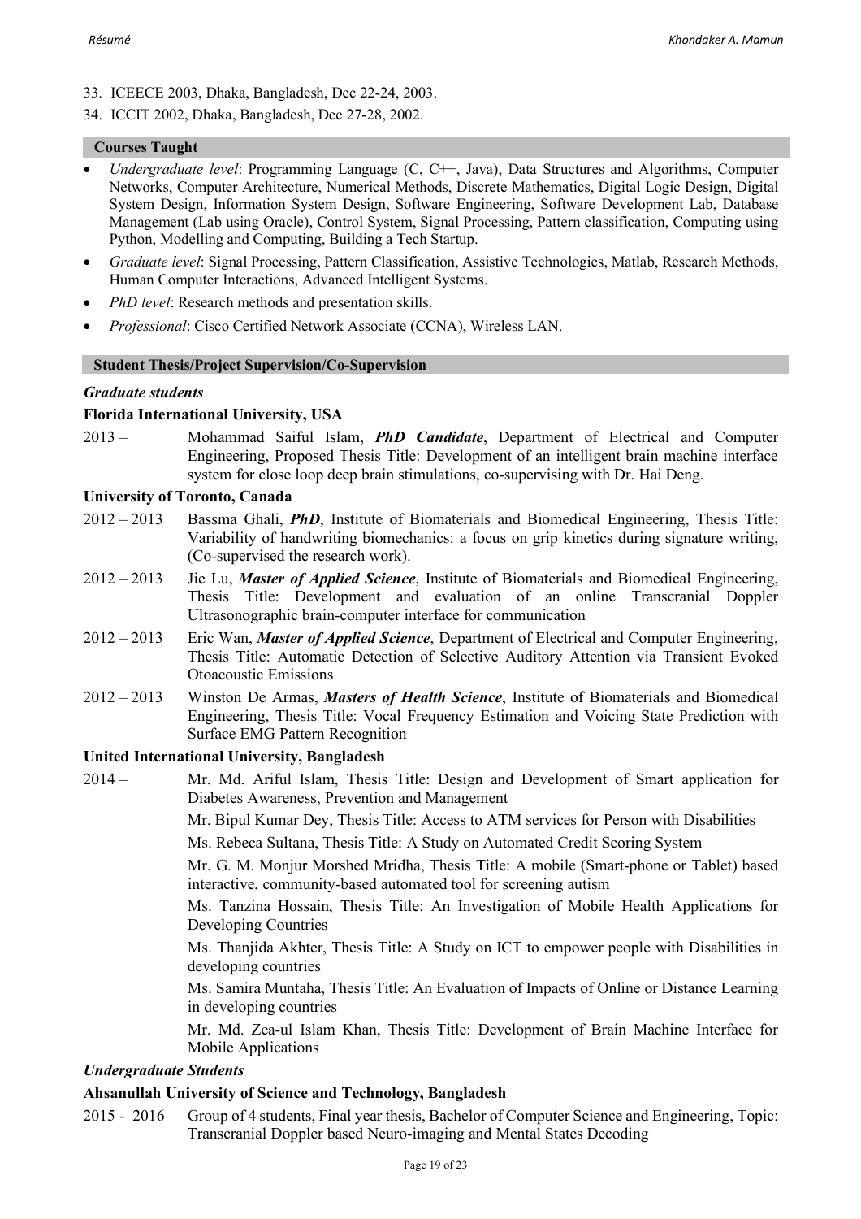33. ICEECE 2003, Dhaka, Bangladesh, Dec 22-24, 2003.
34. ICCIT 2002, Dhaka, Bangladesh, Dec 27-28, 2002.

## Courses Taught

- *Undergraduate level*: Programming Language (C, C++, Java), Data Structures and Algorithms, Computer Networks, Computer Architecture, Numerical Methods, Discrete Mathematics, Digital Logic Design, Digital System Design, Information System Design, Software Engineering, Software Development Lab, Database Management (Lab using Oracle), Control System, Signal Processing, Pattern classification, Computing using Python, Modelling and Computing, Building a Tech Startup.
- *Graduate level*: Signal Processing, Pattern Classification, Assistive Technologies, Matlab, Research Methods, Human Computer Interactions, Advanced Intelligent Systems.
- *PhD level*: Research methods and presentation skills.
- *Professional*: Cisco Certified Network Associate (CCNA), Wireless LAN.

## Student Thesis/Project Supervision/Co-Supervision

### *Graduate students*

**Florida International University, USA**

2013 – Mohammad Saiful Islam, ***PhD Candidate***, Department of Electrical and Computer Engineering, Proposed Thesis Title: Development of an intelligent brain machine interface system for close loop deep brain stimulations, co-supervising with Dr. Hai Deng.

**University of Toronto, Canada**

2012 – 2013 Bassma Ghali, ***PhD***, Institute of Biomaterials and Biomedical Engineering, Thesis Title: Variability of handwriting biomechanics: a focus on grip kinetics during signature writing, (Co-supervised the research work).

2012 – 2013 Jie Lu, ***Master of Applied Science***, Institute of Biomaterials and Biomedical Engineering, Thesis Title: Development and evaluation of an online Transcranial Doppler Ultrasonographic brain-computer interface for communication

2012 – 2013 Eric Wan, ***Master of Applied Science***, Department of Electrical and Computer Engineering, Thesis Title: Automatic Detection of Selective Auditory Attention via Transient Evoked Otoacoustic Emissions

2012 – 2013 Winston De Armas, ***Masters of Health Science***, Institute of Biomaterials and Biomedical Engineering, Thesis Title: Vocal Frequency Estimation and Voicing State Prediction with Surface EMG Pattern Recognition

**United International University, Bangladesh**

2014 – Mr. Md. Ariful Islam, Thesis Title: Design and Development of Smart application for Diabetes Awareness, Prevention and Management

Mr. Bipul Kumar Dey, Thesis Title: Access to ATM services for Person with Disabilities

Ms. Rebeca Sultana, Thesis Title: A Study on Automated Credit Scoring System

Mr. G. M. Monjur Morshed Mridha, Thesis Title: A mobile (Smart-phone or Tablet) based interactive, community-based automated tool for screening autism

Ms. Tanzina Hossain, Thesis Title: An Investigation of Mobile Health Applications for Developing Countries

Ms. Thanjida Akhter, Thesis Title: A Study on ICT to empower people with Disabilities in developing countries

Ms. Samira Muntaha, Thesis Title: An Evaluation of Impacts of Online or Distance Learning in developing countries

Mr. Md. Zea-ul Islam Khan, Thesis Title: Development of Brain Machine Interface for Mobile Applications

### *Undergraduate Students*

**Ahsanullah University of Science and Technology, Bangladesh**

2015 - 2016 Group of 4 students, Final year thesis, Bachelor of Computer Science and Engineering, Topic: Transcranial Doppler based Neuro-imaging and Mental States Decoding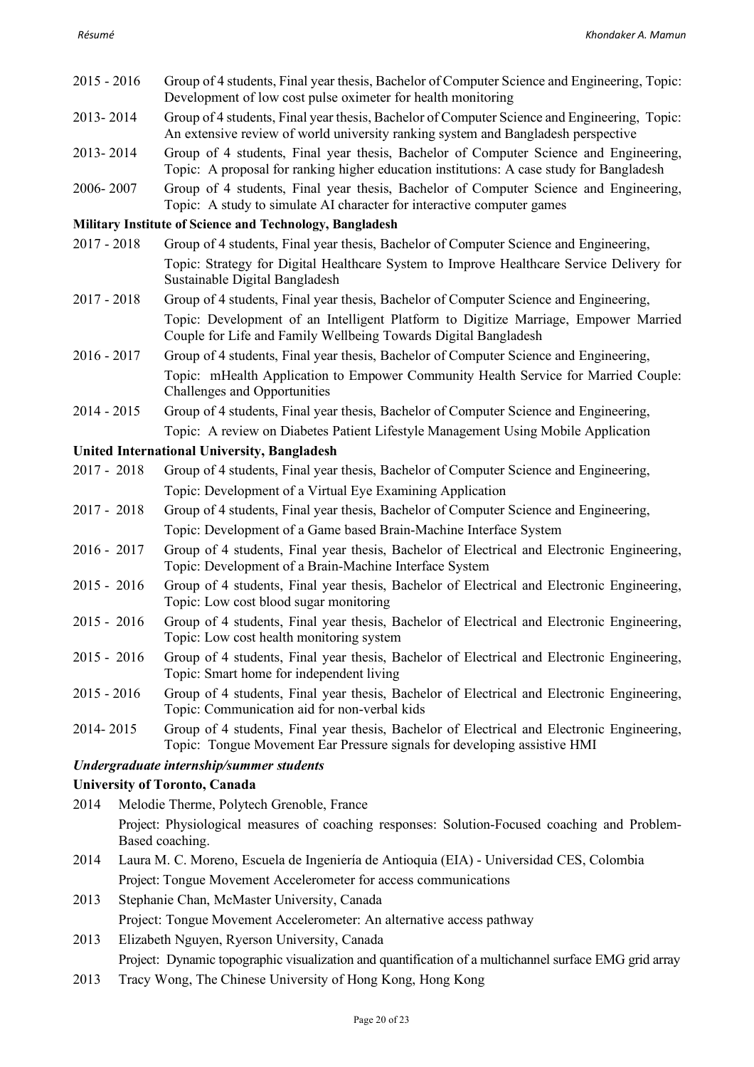2015 - 2016 Group of 4 students, Final year thesis, Bachelor of Computer Science and Engineering, Topic: Development of low cost pulse oximeter for health monitoring

2013- 2014 Group of 4 students, Final year thesis, Bachelor of Computer Science and Engineering, Topic: An extensive review of world university ranking system and Bangladesh perspective

2013- 2014 Group of 4 students, Final year thesis, Bachelor of Computer Science and Engineering, Topic: A proposal for ranking higher education institutions: A case study for Bangladesh

2006- 2007 Group of 4 students, Final year thesis, Bachelor of Computer Science and Engineering, Topic: A study to simulate AI character for interactive computer games

**Military Institute of Science and Technology, Bangladesh**

2017 - 2018 Group of 4 students, Final year thesis, Bachelor of Computer Science and Engineering, Topic: Strategy for Digital Healthcare System to Improve Healthcare Service Delivery for Sustainable Digital Bangladesh

2017 - 2018 Group of 4 students, Final year thesis, Bachelor of Computer Science and Engineering, Topic: Development of an Intelligent Platform to Digitize Marriage, Empower Married Couple for Life and Family Wellbeing Towards Digital Bangladesh

2016 - 2017 Group of 4 students, Final year thesis, Bachelor of Computer Science and Engineering, Topic: mHealth Application to Empower Community Health Service for Married Couple: Challenges and Opportunities

2014 - 2015 Group of 4 students, Final year thesis, Bachelor of Computer Science and Engineering, Topic: A review on Diabetes Patient Lifestyle Management Using Mobile Application

**United International University, Bangladesh**

2017 - 2018 Group of 4 students, Final year thesis, Bachelor of Computer Science and Engineering, Topic: Development of a Virtual Eye Examining Application

2017 - 2018 Group of 4 students, Final year thesis, Bachelor of Computer Science and Engineering, Topic: Development of a Game based Brain-Machine Interface System

2016 - 2017 Group of 4 students, Final year thesis, Bachelor of Electrical and Electronic Engineering, Topic: Development of a Brain-Machine Interface System

2015 - 2016 Group of 4 students, Final year thesis, Bachelor of Electrical and Electronic Engineering, Topic: Low cost blood sugar monitoring

2015 - 2016 Group of 4 students, Final year thesis, Bachelor of Electrical and Electronic Engineering, Topic: Low cost health monitoring system

2015 - 2016 Group of 4 students, Final year thesis, Bachelor of Electrical and Electronic Engineering, Topic: Smart home for independent living

2015 - 2016 Group of 4 students, Final year thesis, Bachelor of Electrical and Electronic Engineering, Topic: Communication aid for non-verbal kids

2014- 2015 Group of 4 students, Final year thesis, Bachelor of Electrical and Electronic Engineering, Topic: Tongue Movement Ear Pressure signals for developing assistive HMI

***Undergraduate internship/summer students***

**University of Toronto, Canada**

2014 Melodie Therme, Polytech Grenoble, France
Project: Physiological measures of coaching responses: Solution-Focused coaching and Problem-Based coaching.

2014 Laura M. C. Moreno, Escuela de Ingeniería de Antioquia (EIA) - Universidad CES, Colombia
Project: Tongue Movement Accelerometer for access communications

2013 Stephanie Chan, McMaster University, Canada
Project: Tongue Movement Accelerometer: An alternative access pathway

2013 Elizabeth Nguyen, Ryerson University, Canada
Project: Dynamic topographic visualization and quantification of a multichannel surface EMG grid array

2013 Tracy Wong, The Chinese University of Hong Kong, Hong Kong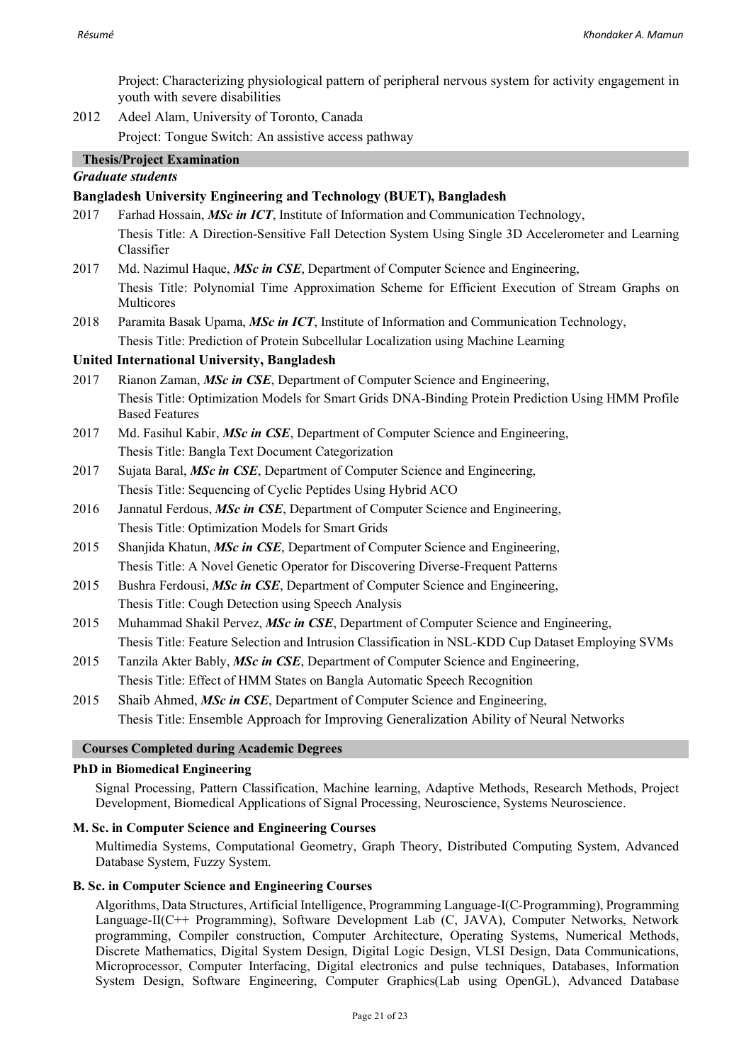Project: Characterizing physiological pattern of peripheral nervous system for activity engagement in youth with severe disabilities

2012 Adeel Alam, University of Toronto, Canada

Project: Tongue Switch: An assistive access pathway

## Thesis/Project Examination

### *Graduate students*

### Bangladesh University Engineering and Technology (BUET), Bangladesh

2017 Farhad Hossain, ***MSc in ICT***, Institute of Information and Communication Technology,
Thesis Title: A Direction-Sensitive Fall Detection System Using Single 3D Accelerometer and Learning Classifier

2017 Md. Nazimul Haque, ***MSc in CSE***, Department of Computer Science and Engineering,
Thesis Title: Polynomial Time Approximation Scheme for Efficient Execution of Stream Graphs on Multicores

2018 Paramita Basak Upama, ***MSc in ICT***, Institute of Information and Communication Technology,
Thesis Title: Prediction of Protein Subcellular Localization using Machine Learning

### United International University, Bangladesh

2017 Rianon Zaman, ***MSc in CSE***, Department of Computer Science and Engineering,
Thesis Title: Optimization Models for Smart Grids DNA-Binding Protein Prediction Using HMM Profile Based Features

2017 Md. Fasihul Kabir, ***MSc in CSE***, Department of Computer Science and Engineering,
Thesis Title: Bangla Text Document Categorization

2017 Sujata Baral, ***MSc in CSE***, Department of Computer Science and Engineering,
Thesis Title: Sequencing of Cyclic Peptides Using Hybrid ACO

2016 Jannatul Ferdous, ***MSc in CSE***, Department of Computer Science and Engineering,
Thesis Title: Optimization Models for Smart Grids

2015 Shanjida Khatun, ***MSc in CSE***, Department of Computer Science and Engineering,
Thesis Title: A Novel Genetic Operator for Discovering Diverse-Frequent Patterns

2015 Bushra Ferdousi, ***MSc in CSE***, Department of Computer Science and Engineering,
Thesis Title: Cough Detection using Speech Analysis

2015 Muhammad Shakil Pervez, ***MSc in CSE***, Department of Computer Science and Engineering,
Thesis Title: Feature Selection and Intrusion Classification in NSL-KDD Cup Dataset Employing SVMs

2015 Tanzila Akter Bably, ***MSc in CSE***, Department of Computer Science and Engineering,
Thesis Title: Effect of HMM States on Bangla Automatic Speech Recognition

2015 Shaib Ahmed, ***MSc in CSE***, Department of Computer Science and Engineering,
Thesis Title: Ensemble Approach for Improving Generalization Ability of Neural Networks

## Courses Completed during Academic Degrees

### PhD in Biomedical Engineering

Signal Processing, Pattern Classification, Machine learning, Adaptive Methods, Research Methods, Project Development, Biomedical Applications of Signal Processing, Neuroscience, Systems Neuroscience.

### M. Sc. in Computer Science and Engineering Courses

Multimedia Systems, Computational Geometry, Graph Theory, Distributed Computing System, Advanced Database System, Fuzzy System.

### B. Sc. in Computer Science and Engineering Courses

Algorithms, Data Structures, Artificial Intelligence, Programming Language-I(C-Programming), Programming Language-II(C++ Programming), Software Development Lab (C, JAVA), Computer Networks, Network programming, Compiler construction, Computer Architecture, Operating Systems, Numerical Methods, Discrete Mathematics, Digital System Design, Digital Logic Design, VLSI Design, Data Communications, Microprocessor, Computer Interfacing, Digital electronics and pulse techniques, Databases, Information System Design, Software Engineering, Computer Graphics(Lab using OpenGL), Advanced Database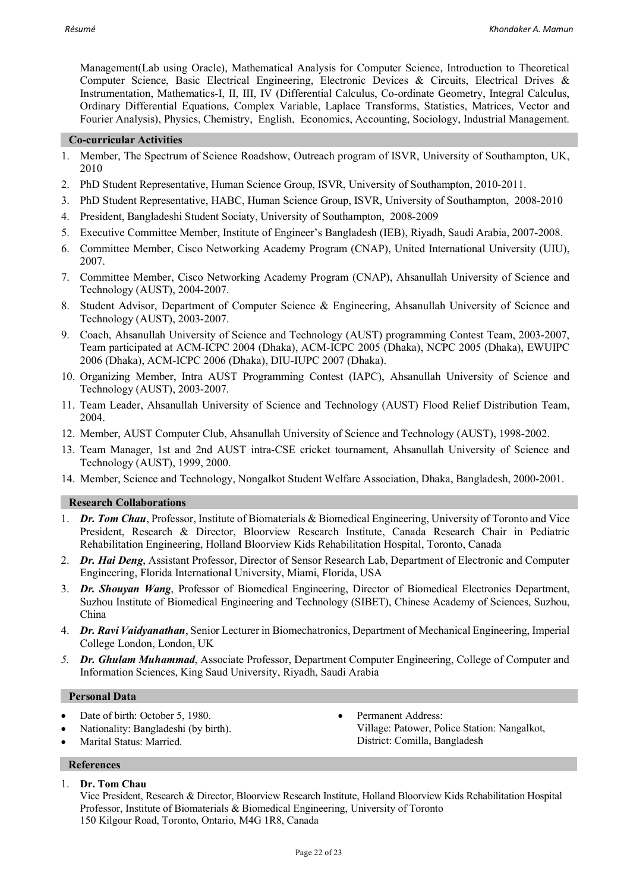Management(Lab using Oracle), Mathematical Analysis for Computer Science, Introduction to Theoretical Computer Science, Basic Electrical Engineering, Electronic Devices & Circuits, Electrical Drives & Instrumentation, Mathematics-I, II, III, IV (Differential Calculus, Co-ordinate Geometry, Integral Calculus, Ordinary Differential Equations, Complex Variable, Laplace Transforms, Statistics, Matrices, Vector and Fourier Analysis), Physics, Chemistry, English, Economics, Accounting, Sociology, Industrial Management.

## Co-curricular Activities

1. Member, The Spectrum of Science Roadshow, Outreach program of ISVR, University of Southampton, UK, 2010
2. PhD Student Representative, Human Science Group, ISVR, University of Southampton, 2010-2011.
3. PhD Student Representative, HABC, Human Science Group, ISVR, University of Southampton, 2008-2010
4. President, Bangladeshi Student Sociaty, University of Southampton, 2008-2009
5. Executive Committee Member, Institute of Engineer's Bangladesh (IEB), Riyadh, Saudi Arabia, 2007-2008.
6. Committee Member, Cisco Networking Academy Program (CNAP), United International University (UIU), 2007.
7. Committee Member, Cisco Networking Academy Program (CNAP), Ahsanullah University of Science and Technology (AUST), 2004-2007.
8. Student Advisor, Department of Computer Science & Engineering, Ahsanullah University of Science and Technology (AUST), 2003-2007.
9. Coach, Ahsanullah University of Science and Technology (AUST) programming Contest Team, 2003-2007, Team participated at ACM-ICPC 2004 (Dhaka), ACM-ICPC 2005 (Dhaka), NCPC 2005 (Dhaka), EWUIPC 2006 (Dhaka), ACM-ICPC 2006 (Dhaka), DIU-IUPC 2007 (Dhaka).
10. Organizing Member, Intra AUST Programming Contest (IAPC), Ahsanullah University of Science and Technology (AUST), 2003-2007.
11. Team Leader, Ahsanullah University of Science and Technology (AUST) Flood Relief Distribution Team, 2004.
12. Member, AUST Computer Club, Ahsanullah University of Science and Technology (AUST), 1998-2002.
13. Team Manager, 1st and 2nd AUST intra-CSE cricket tournament, Ahsanullah University of Science and Technology (AUST), 1999, 2000.
14. Member, Science and Technology, Nongalkot Student Welfare Association, Dhaka, Bangladesh, 2000-2001.

## Research Collaborations

1. ***Dr. Tom Chau***, Professor, Institute of Biomaterials & Biomedical Engineering, University of Toronto and Vice President, Research & Director, Bloorview Research Institute, Canada Research Chair in Pediatric Rehabilitation Engineering, Holland Bloorview Kids Rehabilitation Hospital, Toronto, Canada
2. ***Dr. Hai Deng***, Assistant Professor, Director of Sensor Research Lab, Department of Electronic and Computer Engineering, Florida International University, Miami, Florida, USA
3. ***Dr. Shouyan Wang***, Professor of Biomedical Engineering, Director of Biomedical Electronics Department, Suzhou Institute of Biomedical Engineering and Technology (SIBET), Chinese Academy of Sciences, Suzhou, China
4. ***Dr. Ravi Vaidyanathan***, Senior Lecturer in Biomechatronics, Department of Mechanical Engineering, Imperial College London, London, UK
5. ***Dr. Ghulam Muhammad***, Associate Professor, Department Computer Engineering, College of Computer and Information Sciences, King Saud University, Riyadh, Saudi Arabia

## Personal Data

- Date of birth: October 5, 1980.
- Nationality: Bangladeshi (by birth).
- Marital Status: Married.
- Permanent Address:
  Village: Patower, Police Station: Nangalkot, District: Comilla, Bangladesh

## References

1. **Dr. Tom Chau**
   Vice President, Research & Director, Bloorview Research Institute, Holland Bloorview Kids Rehabilitation Hospital
   Professor, Institute of Biomaterials & Biomedical Engineering, University of Toronto
   150 Kilgour Road, Toronto, Ontario, M4G 1R8, Canada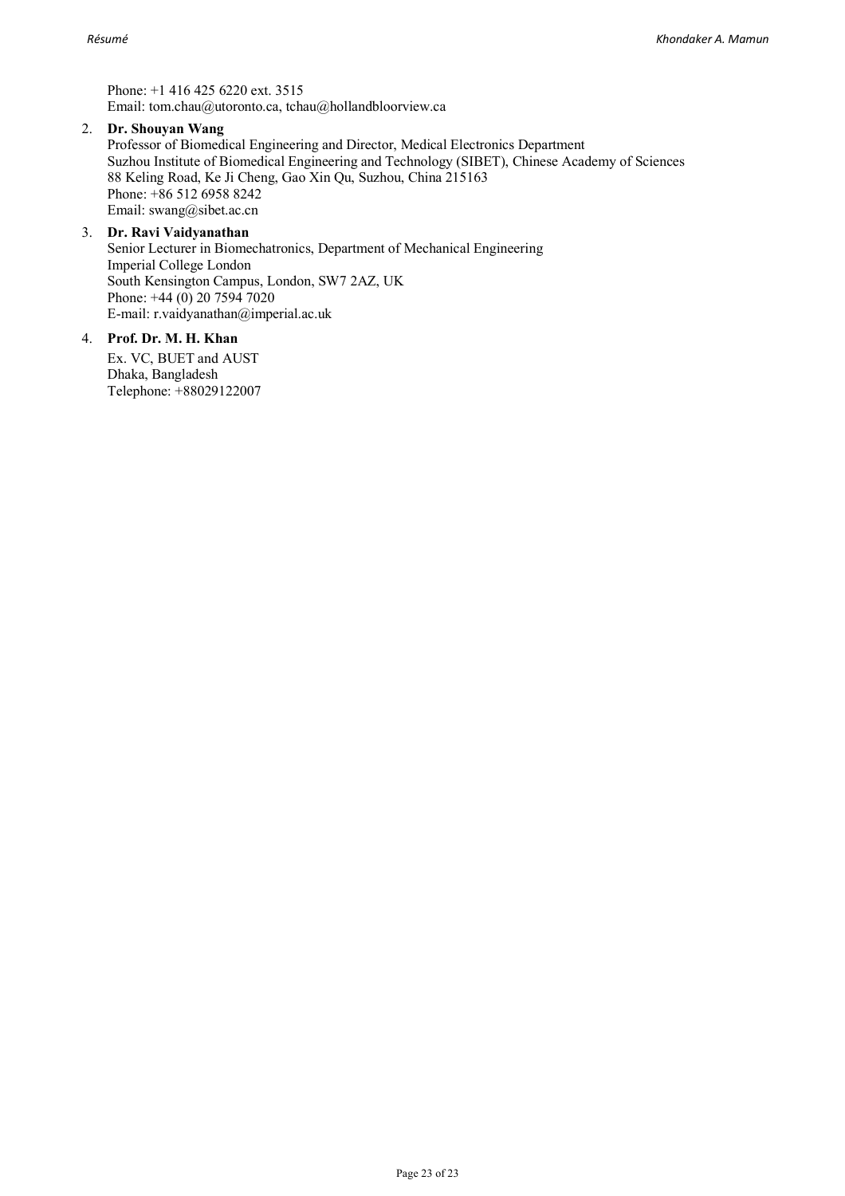Phone: +1 416 425 6220 ext. 3515
Email: tom.chau@utoronto.ca, tchau@hollandbloorview.ca

2. **Dr. Shouyan Wang**
   Professor of Biomedical Engineering and Director, Medical Electronics Department
   Suzhou Institute of Biomedical Engineering and Technology (SIBET), Chinese Academy of Sciences
   88 Keling Road, Ke Ji Cheng, Gao Xin Qu, Suzhou, China 215163
   Phone: +86 512 6958 8242
   Email: swang@sibet.ac.cn

3. **Dr. Ravi Vaidyanathan**
   Senior Lecturer in Biomechatronics, Department of Mechanical Engineering
   Imperial College London
   South Kensington Campus, London, SW7 2AZ, UK
   Phone: +44 (0) 20 7594 7020
   E-mail: r.vaidyanathan@imperial.ac.uk

4. **Prof. Dr. M. H. Khan**
   Ex. VC, BUET and AUST
   Dhaka, Bangladesh
   Telephone: +88029122007